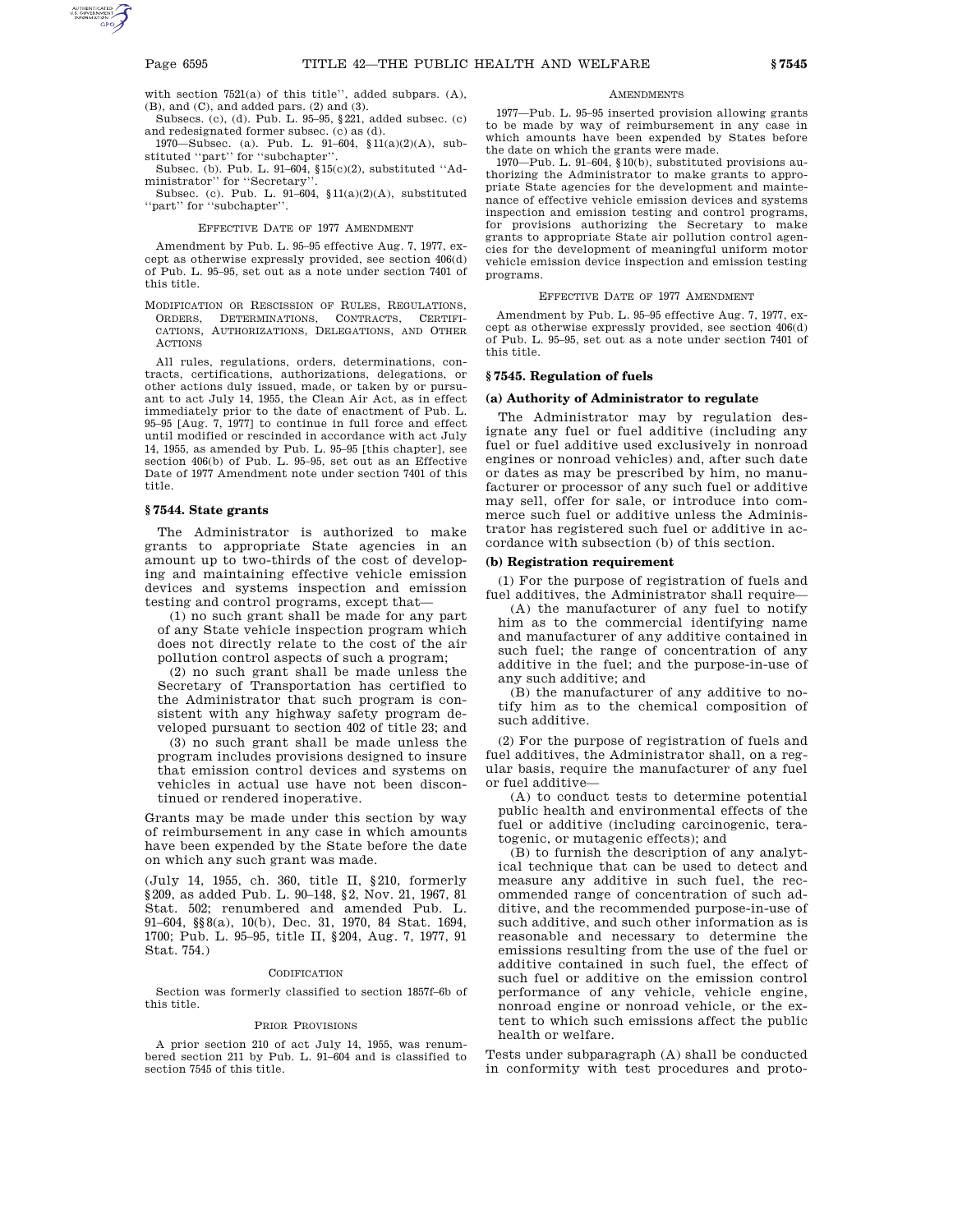with section 7521(a) of this title'', added subpars. (A), (B), and (C), and added pars. (2) and (3).

Subsecs. (c), (d). Pub. L. 95–95, §221, added subsec. (c) and redesignated former subsec. (c) as (d).

1970—Subsec. (a). Pub. L. 91–604, §11(a)(2)(A), substituted ''part'' for ''subchapter''.

Subsec. (b). Pub. L. 91–604, §15(c)(2), substituted ''Administrator'' for ''Secretary''.

Subsec. (c). Pub. L. 91–604, §11(a)(2)(A), substituted ''part'' for ''subchapter''.

EFFECTIVE DATE OF 1977 AMENDMENT

Amendment by Pub. L. 95–95 effective Aug. 7, 1977, except as otherwise expressly provided, see section 406(d) of Pub. L. 95–95, set out as a note under section 7401 of this title.

MODIFICATION OR RESCISSION OF RULES, REGULATIONS, ORDERS, DETERMINATIONS, CONTRACTS, CERTIFICATIONS, AUTHORIZATIONS, DELEGATIONS, AND OTHER ACTIONS

All rules, regulations, orders, determinations, contracts, certifications, authorizations, delegations, or other actions duly issued, made, or taken by or pursuant to act July 14, 1955, the Clean Air Act, as in effect immediately prior to the date of enactment of Pub. L. 95–95 [Aug. 7, 1977] to continue in full force and effect until modified or rescinded in accordance with act July 14, 1955, as amended by Pub. L. 95–95 [this chapter], see section 406(b) of Pub. L. 95–95, set out as an Effective Date of 1977 Amendment note under section 7401 of this title.

### §7544. State grants

The Administrator is authorized to make grants to appropriate State agencies in an amount up to two-thirds of the cost of developing and maintaining effective vehicle emission devices and systems inspection and emission testing and control programs, except that—

(1) no such grant shall be made for any part of any State vehicle inspection program which does not directly relate to the cost of the air pollution control aspects of such a program;

(2) no such grant shall be made unless the Secretary of Transportation has certified to the Administrator that such program is consistent with any highway safety program developed pursuant to section 402 of title 23; and

(3) no such grant shall be made unless the program includes provisions designed to insure that emission control devices and systems on vehicles in actual use have not been discontinued or rendered inoperative.

Grants may be made under this section by way of reimbursement in any case in which amounts have been expended by the State before the date on which any such grant was made.

(July 14, 1955, ch. 360, title II, §210, formerly §209, as added Pub. L. 90–148, §2, Nov. 21, 1967, 81 Stat. 502; renumbered and amended Pub. L. 91–604, §§8(a), 10(b), Dec. 31, 1970, 84 Stat. 1694, 1700; Pub. L. 95–95, title II, §204, Aug. 7, 1977, 91 Stat. 754.)

CODIFICATION

Section was formerly classified to section 1857f–6b of this title.

PRIOR PROVISIONS

A prior section 210 of act July 14, 1955, was renumbered section 211 by Pub. L. 91–604 and is classified to section 7545 of this title.

AMENDMENTS

1977—Pub. L. 95–95 inserted provision allowing grants to be made by way of reimbursement in any case in which amounts have been expended by States before the date on which the grants were made.

1970—Pub. L. 91–604, §10(b), substituted provisions authorizing the Administrator to make grants to appropriate State agencies for the development and maintenance of effective vehicle emission devices and systems inspection and emission testing and control programs, for provisions authorizing the Secretary to make grants to appropriate State air pollution control agencies for the development of meaningful uniform motor vehicle emission device inspection and emission testing programs.

EFFECTIVE DATE OF 1977 AMENDMENT

Amendment by Pub. L. 95–95 effective Aug. 7, 1977, except as otherwise expressly provided, see section 406(d) of Pub. L. 95–95, set out as a note under section 7401 of this title.

### §7545. Regulation of fuels

#### (a) Authority of Administrator to regulate

The Administrator may by regulation designate any fuel or fuel additive (including any fuel or fuel additive used exclusively in nonroad engines or nonroad vehicles) and, after such date or dates as may be prescribed by him, no manufacturer or processor of any such fuel or additive may sell, offer for sale, or introduce into commerce such fuel or additive unless the Administrator has registered such fuel or additive in accordance with subsection (b) of this section.

#### (b) Registration requirement

(1) For the purpose of registration of fuels and fuel additives, the Administrator shall require—

(A) the manufacturer of any fuel to notify him as to the commercial identifying name and manufacturer of any additive contained in such fuel; the range of concentration of any additive in the fuel; and the purpose-in-use of any such additive; and

(B) the manufacturer of any additive to notify him as to the chemical composition of such additive.

(2) For the purpose of registration of fuels and fuel additives, the Administrator shall, on a regular basis, require the manufacturer of any fuel or fuel additive—

(A) to conduct tests to determine potential public health and environmental effects of the fuel or additive (including carcinogenic, teratogenic, or mutagenic effects); and

(B) to furnish the description of any analytical technique that can be used to detect and measure any additive in such fuel, the recommended range of concentration of such additive, and the recommended purpose-in-use of such additive, and such other information as is reasonable and necessary to determine the emissions resulting from the use of the fuel or additive contained in such fuel, the effect of such fuel or additive on the emission control performance of any vehicle, vehicle engine, nonroad engine or nonroad vehicle, or the extent to which such emissions affect the public health or welfare.

Tests under subparagraph (A) shall be conducted in conformity with test procedures and proto-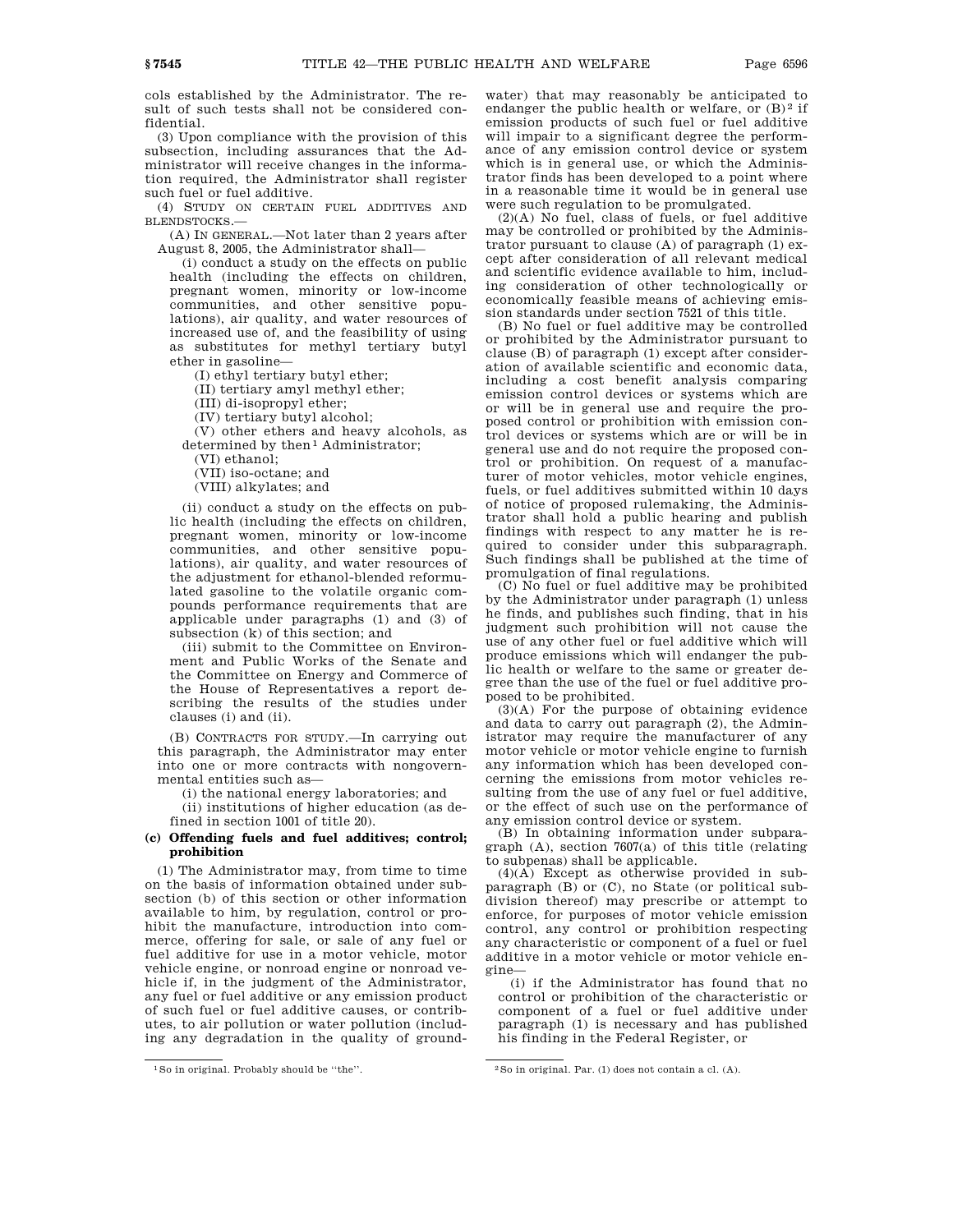cols established by the Administrator. The result of such tests shall not be considered confidential.

(3) Upon compliance with the provision of this subsection, including assurances that the Administrator will receive changes in the information required, the Administrator shall register such fuel or fuel additive.

(4) STUDY ON CERTAIN FUEL ADDITIVES AND BLENDSTOCKS.—

(A) IN GENERAL.—Not later than 2 years after August 8, 2005, the Administrator shall—

(i) conduct a study on the effects on public health (including the effects on children, pregnant women, minority or low-income communities, and other sensitive populations), air quality, and water resources of increased use of, and the feasibility of using as substitutes for methyl tertiary butyl ether in gasoline—

(I) ethyl tertiary butyl ether;

(II) tertiary amyl methyl ether;

(III) di-isopropyl ether;

(IV) tertiary butyl alcohol;

(V) other ethers and heavy alcohols, as determined by then[1] Administrator;

(VI) ethanol;

(VII) iso-octane; and

(VIII) alkylates; and

(ii) conduct a study on the effects on public health (including the effects on children, pregnant women, minority or low-income communities, and other sensitive populations), air quality, and water resources of the adjustment for ethanol-blended reformulated gasoline to the volatile organic compounds performance requirements that are applicable under paragraphs (1) and (3) of subsection (k) of this section; and

(iii) submit to the Committee on Environment and Public Works of the Senate and the Committee on Energy and Commerce of the House of Representatives a report describing the results of the studies under clauses (i) and (ii).

(B) CONTRACTS FOR STUDY.—In carrying out this paragraph, the Administrator may enter into one or more contracts with nongovernmental entities such as—

(i) the national energy laboratories; and

(ii) institutions of higher education (as defined in section 1001 of title 20).

### (c) Offending fuels and fuel additives; control; prohibition

(1) The Administrator may, from time to time on the basis of information obtained under subsection (b) of this section or other information available to him, by regulation, control or prohibit the manufacture, introduction into commerce, offering for sale, or sale of any fuel or fuel additive for use in a motor vehicle, motor vehicle engine, or nonroad engine or nonroad vehicle if, in the judgment of the Administrator, any fuel or fuel additive or any emission product of such fuel or fuel additive causes, or contributes, to air pollution or water pollution (including any degradation in the quality of groundwater) that may reasonably be anticipated to endanger the public health or welfare, or (B)[2] if emission products of such fuel or fuel additive will impair to a significant degree the performance of any emission control device or system which is in general use, or which the Administrator finds has been developed to a point where in a reasonable time it would be in general use were such regulation to be promulgated.

(2)(A) No fuel, class of fuels, or fuel additive may be controlled or prohibited by the Administrator pursuant to clause (A) of paragraph (1) except after consideration of all relevant medical and scientific evidence available to him, including consideration of other technologically or economically feasible means of achieving emission standards under section 7521 of this title.

(B) No fuel or fuel additive may be controlled or prohibited by the Administrator pursuant to clause (B) of paragraph (1) except after consideration of available scientific and economic data, including a cost benefit analysis comparing emission control devices or systems which are or will be in general use and require the proposed control or prohibition with emission control devices or systems which are or will be in general use and do not require the proposed control or prohibition. On request of a manufacturer of motor vehicles, motor vehicle engines, fuels, or fuel additives submitted within 10 days of notice of proposed rulemaking, the Administrator shall hold a public hearing and publish findings with respect to any matter he is required to consider under this subparagraph. Such findings shall be published at the time of promulgation of final regulations.

(C) No fuel or fuel additive may be prohibited by the Administrator under paragraph (1) unless he finds, and publishes such finding, that in his judgment such prohibition will not cause the use of any other fuel or fuel additive which will produce emissions which will endanger the public health or welfare to the same or greater degree than the use of the fuel or fuel additive proposed to be prohibited.

(3)(A) For the purpose of obtaining evidence and data to carry out paragraph (2), the Administrator may require the manufacturer of any motor vehicle or motor vehicle engine to furnish any information which has been developed concerning the emissions from motor vehicles resulting from the use of any fuel or fuel additive, or the effect of such use on the performance of any emission control device or system.

(B) In obtaining information under subparagraph (A), section 7607(a) of this title (relating to subpenas) shall be applicable.

(4)(A) Except as otherwise provided in subparagraph (B) or (C), no State (or political subdivision thereof) may prescribe or attempt to enforce, for purposes of motor vehicle emission control, any control or prohibition respecting any characteristic or component of a fuel or fuel additive in a motor vehicle or motor vehicle engine—

(i) if the Administrator has found that no control or prohibition of the characteristic or component of a fuel or fuel additive under paragraph (1) is necessary and has published his finding in the Federal Register, or

---

[1] So in original. Probably should be "the".

[2] So in original. Par. (1) does not contain a cl. (A).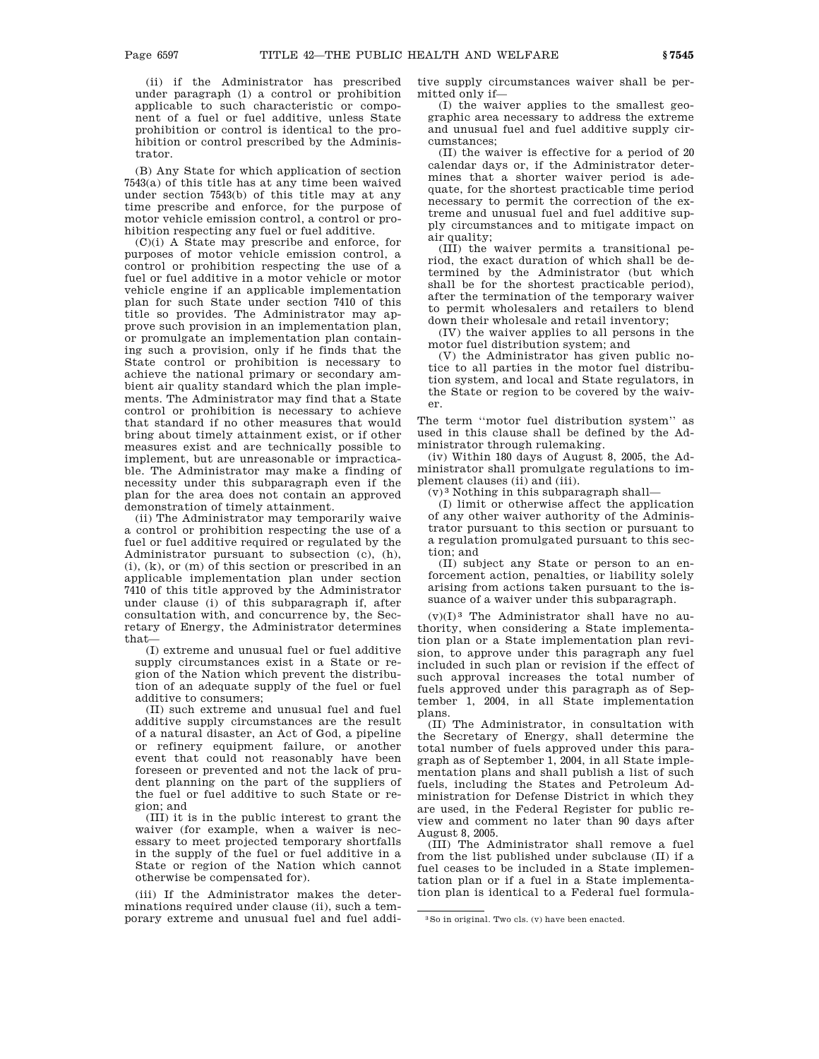(ii) if the Administrator has prescribed under paragraph (1) a control or prohibition applicable to such characteristic or component of a fuel or fuel additive, unless State prohibition or control is identical to the prohibition or control prescribed by the Administrator.

(B) Any State for which application of section 7543(a) of this title has at any time been waived under section 7543(b) of this title may at any time prescribe and enforce, for the purpose of motor vehicle emission control, a control or prohibition respecting any fuel or fuel additive.

(C)(i) A State may prescribe and enforce, for purposes of motor vehicle emission control, a control or prohibition respecting the use of a fuel or fuel additive in a motor vehicle or motor vehicle engine if an applicable implementation plan for such State under section 7410 of this title so provides. The Administrator may approve such provision in an implementation plan, or promulgate an implementation plan containing such a provision, only if he finds that the State control or prohibition is necessary to achieve the national primary or secondary ambient air quality standard which the plan implements. The Administrator may find that a State control or prohibition is necessary to achieve that standard if no other measures that would bring about timely attainment exist, or if other measures exist and are technically possible to implement, but are unreasonable or impracticable. The Administrator may make a finding of necessity under this subparagraph even if the plan for the area does not contain an approved demonstration of timely attainment.

(ii) The Administrator may temporarily waive a control or prohibition respecting the use of a fuel or fuel additive required or regulated by the Administrator pursuant to subsection (c), (h), (i), (k), or (m) of this section or prescribed in an applicable implementation plan under section 7410 of this title approved by the Administrator under clause (i) of this subparagraph if, after consultation with, and concurrence by, the Secretary of Energy, the Administrator determines that—

(I) extreme and unusual fuel or fuel additive supply circumstances exist in a State or region of the Nation which prevent the distribution of an adequate supply of the fuel or fuel additive to consumers;

(II) such extreme and unusual fuel and fuel additive supply circumstances are the result of a natural disaster, an Act of God, a pipeline or refinery equipment failure, or another event that could not reasonably have been foreseen or prevented and not the lack of prudent planning on the part of the suppliers of the fuel or fuel additive to such State or region; and

(III) it is in the public interest to grant the waiver (for example, when a waiver is necessary to meet projected temporary shortfalls in the supply of the fuel or fuel additive in a State or region of the Nation which cannot otherwise be compensated for).

(iii) If the Administrator makes the determinations required under clause (ii), such a temporary extreme and unusual fuel and fuel additive supply circumstances waiver shall be permitted only if—

(I) the waiver applies to the smallest geographic area necessary to address the extreme and unusual fuel and fuel additive supply circumstances;

(II) the waiver is effective for a period of 20 calendar days or, if the Administrator determines that a shorter waiver period is adequate, for the shortest practicable time period necessary to permit the correction of the extreme and unusual fuel and fuel additive supply circumstances and to mitigate impact on air quality;

(III) the waiver permits a transitional period, the exact duration of which shall be determined by the Administrator (but which shall be for the shortest practicable period), after the termination of the temporary waiver to permit wholesalers and retailers to blend down their wholesale and retail inventory;

(IV) the waiver applies to all persons in the motor fuel distribution system; and

(V) the Administrator has given public notice to all parties in the motor fuel distribution system, and local and State regulators, in the State or region to be covered by the waiver.

The term ''motor fuel distribution system'' as used in this clause shall be defined by the Administrator through rulemaking.

(iv) Within 180 days of August 8, 2005, the Administrator shall promulgate regulations to implement clauses (ii) and (iii).

(v)[3] Nothing in this subparagraph shall—

(I) limit or otherwise affect the application of any other waiver authority of the Administrator pursuant to this section or pursuant to a regulation promulgated pursuant to this section; and

(II) subject any State or person to an enforcement action, penalties, or liability solely arising from actions taken pursuant to the issuance of a waiver under this subparagraph.

(v)(I)[3] The Administrator shall have no authority, when considering a State implementation plan or a State implementation plan revision, to approve under this paragraph any fuel included in such plan or revision if the effect of such approval increases the total number of fuels approved under this paragraph as of September 1, 2004, in all State implementation plans.

(II) The Administrator, in consultation with the Secretary of Energy, shall determine the total number of fuels approved under this paragraph as of September 1, 2004, in all State implementation plans and shall publish a list of such fuels, including the States and Petroleum Administration for Defense District in which they are used, in the Federal Register for public review and comment no later than 90 days after August 8, 2005.

(III) The Administrator shall remove a fuel from the list published under subclause (II) if a fuel ceases to be included in a State implementation plan or if a fuel in a State implementation plan is identical to a Federal fuel formula-

[3] So in original. Two cls. (v) have been enacted.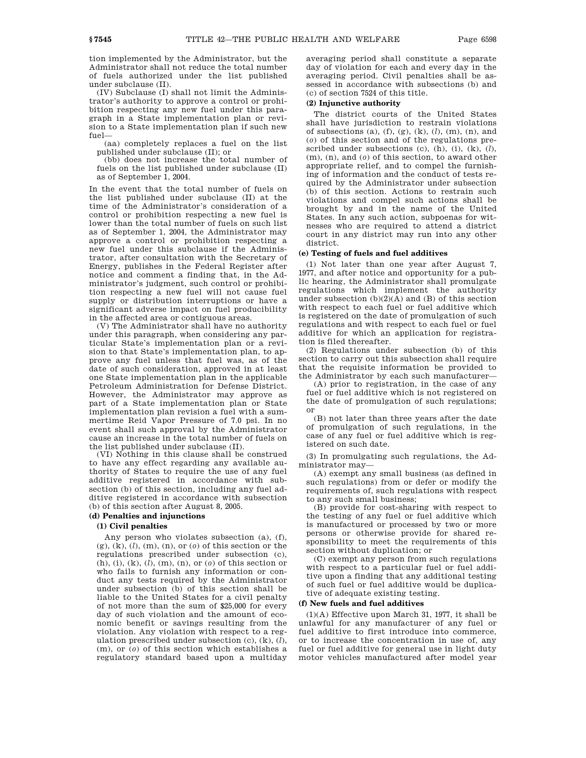tion implemented by the Administrator, but the Administrator shall not reduce the total number of fuels authorized under the list published under subclause (II).

(IV) Subclause (I) shall not limit the Administrator's authority to approve a control or prohibition respecting any new fuel under this paragraph in a State implementation plan or revision to a State implementation plan if such new fuel—

(aa) completely replaces a fuel on the list published under subclause (II); or

(bb) does not increase the total number of fuels on the list published under subclause (II) as of September 1, 2004.

In the event that the total number of fuels on the list published under subclause (II) at the time of the Administrator's consideration of a control or prohibition respecting a new fuel is lower than the total number of fuels on such list as of September 1, 2004, the Administrator may approve a control or prohibition respecting a new fuel under this subclause if the Administrator, after consultation with the Secretary of Energy, publishes in the Federal Register after notice and comment a finding that, in the Administrator's judgment, such control or prohibition respecting a new fuel will not cause fuel supply or distribution interruptions or have a significant adverse impact on fuel producibility in the affected area or contiguous areas.

(V) The Administrator shall have no authority under this paragraph, when considering any particular State's implementation plan or a revision to that State's implementation plan, to approve any fuel unless that fuel was, as of the date of such consideration, approved in at least one State implementation plan in the applicable Petroleum Administration for Defense District. However, the Administrator may approve as part of a State implementation plan or State implementation plan revision a fuel with a summertime Reid Vapor Pressure of 7.0 psi. In no event shall such approval by the Administrator cause an increase in the total number of fuels on the list published under subclause (II).

(VI) Nothing in this clause shall be construed to have any effect regarding any available authority of States to require the use of any fuel additive registered in accordance with subsection (b) of this section, including any fuel additive registered in accordance with subsection (b) of this section after August 8, 2005.

**(d) Penalties and injunctions**

**(1) Civil penalties**

Any person who violates subsection (a), (f), (g), (k), (*l*), (m), (n), or (*o*) of this section or the regulations prescribed under subsection (c), (h), (i), (k), (*l*), (m), (n), or (*o*) of this section or who fails to furnish any information or conduct any tests required by the Administrator under subsection (b) of this section shall be liable to the United States for a civil penalty of not more than the sum of $25,000 for every day of such violation and the amount of economic benefit or savings resulting from the violation. Any violation with respect to a regulation prescribed under subsection (c), (k), (*l*), (m), or (*o*) of this section which establishes a regulatory standard based upon a multiday averaging period shall constitute a separate day of violation for each and every day in the averaging period. Civil penalties shall be assessed in accordance with subsections (b) and (c) of section 7524 of this title.

**(2) Injunctive authority**

The district courts of the United States shall have jurisdiction to restrain violations of subsections (a), (f), (g), (k), (*l*), (m), (n), and (*o*) of this section and of the regulations prescribed under subsections (c), (h), (i), (k), (*l*), (m), (n), and (*o*) of this section, to award other appropriate relief, and to compel the furnishing of information and the conduct of tests required by the Administrator under subsection (b) of this section. Actions to restrain such violations and compel such actions shall be brought by and in the name of the United States. In any such action, subpoenas for witnesses who are required to attend a district court in any district may run into any other district.

**(e) Testing of fuels and fuel additives**

(1) Not later than one year after August 7, 1977, and after notice and opportunity for a public hearing, the Administrator shall promulgate regulations which implement the authority under subsection (b)(2)(A) and (B) of this section with respect to each fuel or fuel additive which is registered on the date of promulgation of such regulations and with respect to each fuel or fuel additive for which an application for registration is filed thereafter.

(2) Regulations under subsection (b) of this section to carry out this subsection shall require that the requisite information be provided to the Administrator by each such manufacturer—

(A) prior to registration, in the case of any fuel or fuel additive which is not registered on the date of promulgation of such regulations; or

(B) not later than three years after the date of promulgation of such regulations, in the case of any fuel or fuel additive which is registered on such date.

(3) In promulgating such regulations, the Administrator may—

(A) exempt any small business (as defined in such regulations) from or defer or modify the requirements of, such regulations with respect to any such small business;

(B) provide for cost-sharing with respect to the testing of any fuel or fuel additive which is manufactured or processed by two or more persons or otherwise provide for shared responsibility to meet the requirements of this section without duplication; or

(C) exempt any person from such regulations with respect to a particular fuel or fuel additive upon a finding that any additional testing of such fuel or fuel additive would be duplicative of adequate existing testing.

**(f) New fuels and fuel additives**

(1)(A) Effective upon March 31, 1977, it shall be unlawful for any manufacturer of any fuel or fuel additive to first introduce into commerce, or to increase the concentration in use of, any fuel or fuel additive for general use in light duty motor vehicles manufactured after model year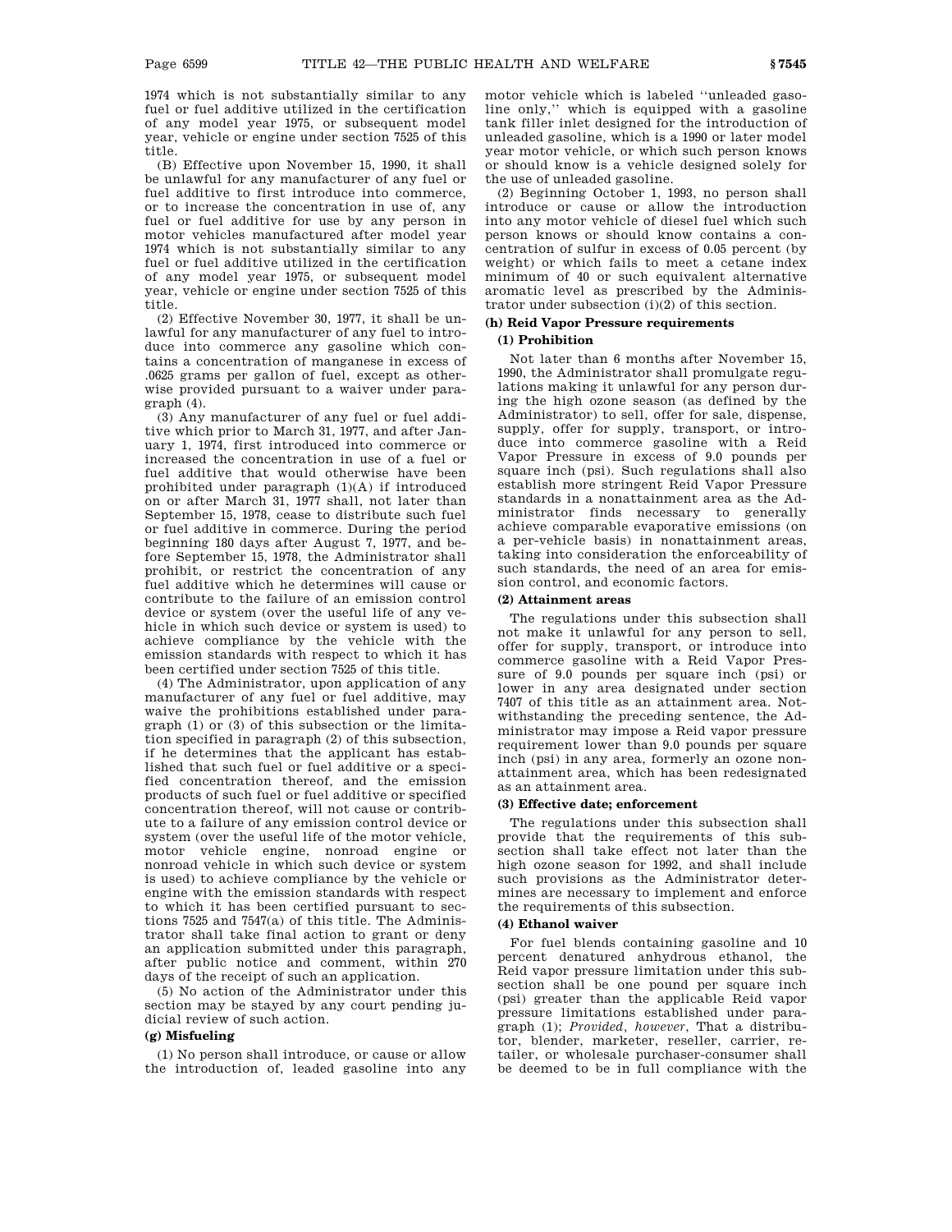1974 which is not substantially similar to any fuel or fuel additive utilized in the certification of any model year 1975, or subsequent model year, vehicle or engine under section 7525 of this title.

(B) Effective upon November 15, 1990, it shall be unlawful for any manufacturer of any fuel or fuel additive to first introduce into commerce, or to increase the concentration in use of, any fuel or fuel additive for use by any person in motor vehicles manufactured after model year 1974 which is not substantially similar to any fuel or fuel additive utilized in the certification of any model year 1975, or subsequent model year, vehicle or engine under section 7525 of this title.

(2) Effective November 30, 1977, it shall be unlawful for any manufacturer of any fuel to introduce into commerce any gasoline which contains a concentration of manganese in excess of .0625 grams per gallon of fuel, except as otherwise provided pursuant to a waiver under paragraph (4).

(3) Any manufacturer of any fuel or fuel additive which prior to March 31, 1977, and after January 1, 1974, first introduced into commerce or increased the concentration in use of a fuel or fuel additive that would otherwise have been prohibited under paragraph (1)(A) if introduced on or after March 31, 1977 shall, not later than September 15, 1978, cease to distribute such fuel or fuel additive in commerce. During the period beginning 180 days after August 7, 1977, and before September 15, 1978, the Administrator shall prohibit, or restrict the concentration of any fuel additive which he determines will cause or contribute to the failure of an emission control device or system (over the useful life of any vehicle in which such device or system is used) to achieve compliance by the vehicle with the emission standards with respect to which it has been certified under section 7525 of this title.

(4) The Administrator, upon application of any manufacturer of any fuel or fuel additive, may waive the prohibitions established under paragraph (1) or (3) of this subsection or the limitation specified in paragraph (2) of this subsection, if he determines that the applicant has established that such fuel or fuel additive or a specified concentration thereof, and the emission products of such fuel or fuel additive or specified concentration thereof, will not cause or contribute to a failure of any emission control device or system (over the useful life of the motor vehicle, motor vehicle engine, nonroad engine or nonroad vehicle in which such device or system is used) to achieve compliance by the vehicle or engine with the emission standards with respect to which it has been certified pursuant to sections 7525 and 7547(a) of this title. The Administrator shall take final action to grant or deny an application submitted under this paragraph, after public notice and comment, within 270 days of the receipt of such an application.

(5) No action of the Administrator under this section may be stayed by any court pending judicial review of such action.

### (g) Misfueling

(1) No person shall introduce, or cause or allow the introduction of, leaded gasoline into any motor vehicle which is labeled ''unleaded gasoline only,'' which is equipped with a gasoline tank filler inlet designed for the introduction of unleaded gasoline, which is a 1990 or later model year motor vehicle, or which such person knows or should know is a vehicle designed solely for the use of unleaded gasoline.

(2) Beginning October 1, 1993, no person shall introduce or cause or allow the introduction into any motor vehicle of diesel fuel which such person knows or should know contains a concentration of sulfur in excess of 0.05 percent (by weight) or which fails to meet a cetane index minimum of 40 or such equivalent alternative aromatic level as prescribed by the Administrator under subsection (i)(2) of this section.

### (h) Reid Vapor Pressure requirements

#### (1) Prohibition

Not later than 6 months after November 15, 1990, the Administrator shall promulgate regulations making it unlawful for any person during the high ozone season (as defined by the Administrator) to sell, offer for sale, dispense, supply, offer for supply, transport, or introduce into commerce gasoline with a Reid Vapor Pressure in excess of 9.0 pounds per square inch (psi). Such regulations shall also establish more stringent Reid Vapor Pressure standards in a nonattainment area as the Administrator finds necessary to generally achieve comparable evaporative emissions (on a per-vehicle basis) in nonattainment areas, taking into consideration the enforceability of such standards, the need of an area for emission control, and economic factors.

#### (2) Attainment areas

The regulations under this subsection shall not make it unlawful for any person to sell, offer for supply, transport, or introduce into commerce gasoline with a Reid Vapor Pressure of 9.0 pounds per square inch (psi) or lower in any area designated under section 7407 of this title as an attainment area. Notwithstanding the preceding sentence, the Administrator may impose a Reid vapor pressure requirement lower than 9.0 pounds per square inch (psi) in any area, formerly an ozone nonattainment area, which has been redesignated as an attainment area.

#### (3) Effective date; enforcement

The regulations under this subsection shall provide that the requirements of this subsection shall take effect not later than the high ozone season for 1992, and shall include such provisions as the Administrator determines are necessary to implement and enforce the requirements of this subsection.

#### (4) Ethanol waiver

For fuel blends containing gasoline and 10 percent denatured anhydrous ethanol, the Reid vapor pressure limitation under this subsection shall be one pound per square inch (psi) greater than the applicable Reid vapor pressure limitations established under paragraph (1); *Provided, however*, That a distributor, blender, marketer, reseller, carrier, retailer, or wholesale purchaser-consumer shall be deemed to be in full compliance with the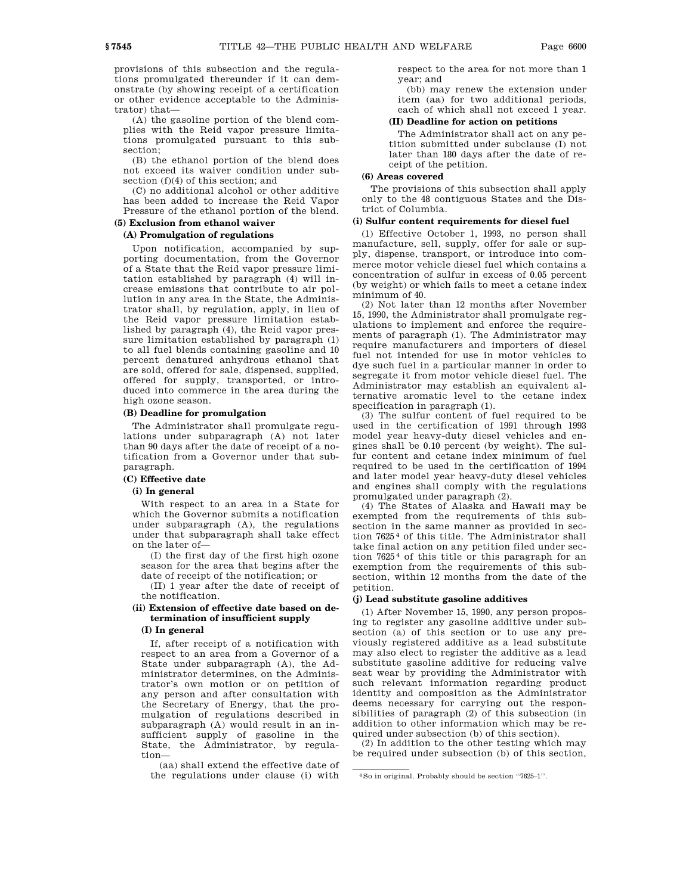provisions of this subsection and the regulations promulgated thereunder if it can demonstrate (by showing receipt of a certification or other evidence acceptable to the Administrator) that—

(A) the gasoline portion of the blend complies with the Reid vapor pressure limitations promulgated pursuant to this subsection;

(B) the ethanol portion of the blend does not exceed its waiver condition under subsection (f)(4) of this section; and

(C) no additional alcohol or other additive has been added to increase the Reid Vapor Pressure of the ethanol portion of the blend.

**(5) Exclusion from ethanol waiver**

**(A) Promulgation of regulations**

Upon notification, accompanied by supporting documentation, from the Governor of a State that the Reid vapor pressure limitation established by paragraph (4) will increase emissions that contribute to air pollution in any area in the State, the Administrator shall, by regulation, apply, in lieu of the Reid vapor pressure limitation established by paragraph (4), the Reid vapor pressure limitation established by paragraph (1) to all fuel blends containing gasoline and 10 percent denatured anhydrous ethanol that are sold, offered for sale, dispensed, supplied, offered for supply, transported, or introduced into commerce in the area during the high ozone season.

**(B) Deadline for promulgation**

The Administrator shall promulgate regulations under subparagraph (A) not later than 90 days after the date of receipt of a notification from a Governor under that subparagraph.

**(C) Effective date**

**(i) In general**

With respect to an area in a State for which the Governor submits a notification under subparagraph (A), the regulations under that subparagraph shall take effect on the later of—

(I) the first day of the first high ozone season for the area that begins after the date of receipt of the notification; or

(II) 1 year after the date of receipt of the notification.

**(ii) Extension of effective date based on determination of insufficient supply**

**(I) In general**

If, after receipt of a notification with respect to an area from a Governor of a State under subparagraph (A), the Administrator determines, on the Administrator's own motion or on petition of any person and after consultation with the Secretary of Energy, that the promulgation of regulations described in subparagraph (A) would result in an insufficient supply of gasoline in the State, the Administrator, by regulation—

(aa) shall extend the effective date of the regulations under clause (i) with respect to the area for not more than 1 year; and

(bb) may renew the extension under item (aa) for two additional periods, each of which shall not exceed 1 year.

**(II) Deadline for action on petitions**

The Administrator shall act on any petition submitted under subclause (I) not later than 180 days after the date of receipt of the petition.

**(6) Areas covered**

The provisions of this subsection shall apply only to the 48 contiguous States and the District of Columbia.

**(i) Sulfur content requirements for diesel fuel**

(1) Effective October 1, 1993, no person shall manufacture, sell, supply, offer for sale or supply, dispense, transport, or introduce into commerce motor vehicle diesel fuel which contains a concentration of sulfur in excess of 0.05 percent (by weight) or which fails to meet a cetane index minimum of 40.

(2) Not later than 12 months after November 15, 1990, the Administrator shall promulgate regulations to implement and enforce the requirements of paragraph (1). The Administrator may require manufacturers and importers of diesel fuel not intended for use in motor vehicles to dye such fuel in a particular manner in order to segregate it from motor vehicle diesel fuel. The Administrator may establish an equivalent alternative aromatic level to the cetane index specification in paragraph (1).

(3) The sulfur content of fuel required to be used in the certification of 1991 through 1993 model year heavy-duty diesel vehicles and engines shall be 0.10 percent (by weight). The sulfur content and cetane index minimum of fuel required to be used in the certification of 1994 and later model year heavy-duty diesel vehicles and engines shall comply with the regulations promulgated under paragraph (2).

(4) The States of Alaska and Hawaii may be exempted from the requirements of this subsection in the same manner as provided in section 7625[4] of this title. The Administrator shall take final action on any petition filed under section 7625[4] of this title or this paragraph for an exemption from the requirements of this subsection, within 12 months from the date of the petition.

**(j) Lead substitute gasoline additives**

(1) After November 15, 1990, any person proposing to register any gasoline additive under subsection (a) of this section or to use any previously registered additive as a lead substitute may also elect to register the additive as a lead substitute gasoline additive for reducing valve seat wear by providing the Administrator with such relevant information regarding product identity and composition as the Administrator deems necessary for carrying out the responsibilities of paragraph (2) of this subsection (in addition to other information which may be required under subsection (b) of this section).

(2) In addition to the other testing which may be required under subsection (b) of this section,

---

[4] So in original. Probably should be section "7625–1".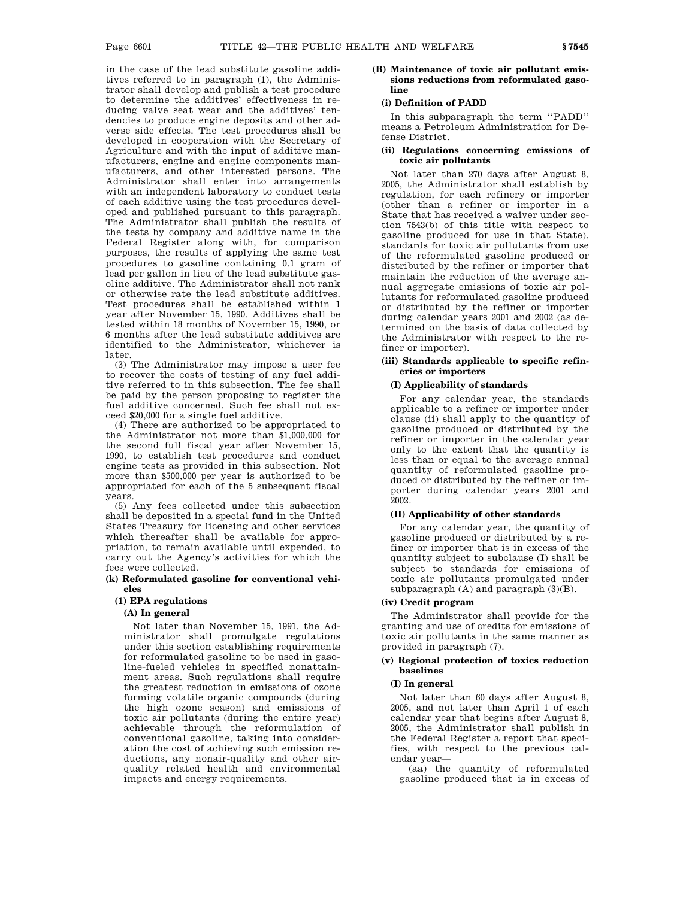in the case of the lead substitute gasoline additives referred to in paragraph (1), the Administrator shall develop and publish a test procedure to determine the additives' effectiveness in reducing valve seat wear and the additives' tendencies to produce engine deposits and other adverse side effects. The test procedures shall be developed in cooperation with the Secretary of Agriculture and with the input of additive manufacturers, engine and engine components manufacturers, and other interested persons. The Administrator shall enter into arrangements with an independent laboratory to conduct tests of each additive using the test procedures developed and published pursuant to this paragraph. The Administrator shall publish the results of the tests by company and additive name in the Federal Register along with, for comparison purposes, the results of applying the same test procedures to gasoline containing 0.1 gram of lead per gallon in lieu of the lead substitute gasoline additive. The Administrator shall not rank or otherwise rate the lead substitute additives. Test procedures shall be established within 1 year after November 15, 1990. Additives shall be tested within 18 months of November 15, 1990, or 6 months after the lead substitute additives are identified to the Administrator, whichever is later.

(3) The Administrator may impose a user fee to recover the costs of testing of any fuel additive referred to in this subsection. The fee shall be paid by the person proposing to register the fuel additive concerned. Such fee shall not exceed $20,000 for a single fuel additive.

(4) There are authorized to be appropriated to the Administrator not more than $1,000,000 for the second full fiscal year after November 15, 1990, to establish test procedures and conduct engine tests as provided in this subsection. Not more than $500,000 per year is authorized to be appropriated for each of the 5 subsequent fiscal years.

(5) Any fees collected under this subsection shall be deposited in a special fund in the United States Treasury for licensing and other services which thereafter shall be available for appropriation, to remain available until expended, to carry out the Agency's activities for which the fees were collected.

**(k) Reformulated gasoline for conventional vehicles**

**(1) EPA regulations**

**(A) In general**

Not later than November 15, 1991, the Administrator shall promulgate regulations under this section establishing requirements for reformulated gasoline to be used in gasoline-fueled vehicles in specified nonattainment areas. Such regulations shall require the greatest reduction in emissions of ozone forming volatile organic compounds (during the high ozone season) and emissions of toxic air pollutants (during the entire year) achievable through the reformulation of conventional gasoline, taking into consideration the cost of achieving such emission reductions, any nonair-quality and other air-quality related health and environmental impacts and energy requirements.

**(B) Maintenance of toxic air pollutant emissions reductions from reformulated gasoline**

**(i) Definition of PADD**

In this subparagraph the term "PADD" means a Petroleum Administration for Defense District.

**(ii) Regulations concerning emissions of toxic air pollutants**

Not later than 270 days after August 8, 2005, the Administrator shall establish by regulation, for each refinery or importer (other than a refiner or importer in a State that has received a waiver under section 7543(b) of this title with respect to gasoline produced for use in that State), standards for toxic air pollutants from use of the reformulated gasoline produced or distributed by the refiner or importer that maintain the reduction of the average annual aggregate emissions of toxic air pollutants for reformulated gasoline produced or distributed by the refiner or importer during calendar years 2001 and 2002 (as determined on the basis of data collected by the Administrator with respect to the refiner or importer).

**(iii) Standards applicable to specific refineries or importers**

**(I) Applicability of standards**

For any calendar year, the standards applicable to a refiner or importer under clause (ii) shall apply to the quantity of gasoline produced or distributed by the refiner or importer in the calendar year only to the extent that the quantity is less than or equal to the average annual quantity of reformulated gasoline produced or distributed by the refiner or importer during calendar years 2001 and 2002.

**(II) Applicability of other standards**

For any calendar year, the quantity of gasoline produced or distributed by a refiner or importer that is in excess of the quantity subject to subclause (I) shall be subject to standards for emissions of toxic air pollutants promulgated under subparagraph (A) and paragraph (3)(B).

**(iv) Credit program**

The Administrator shall provide for the granting and use of credits for emissions of toxic air pollutants in the same manner as provided in paragraph (7).

**(v) Regional protection of toxics reduction baselines**

**(I) In general**

Not later than 60 days after August 8, 2005, and not later than April 1 of each calendar year that begins after August 8, 2005, the Administrator shall publish in the Federal Register a report that specifies, with respect to the previous calendar year—

(aa) the quantity of reformulated gasoline produced that is in excess of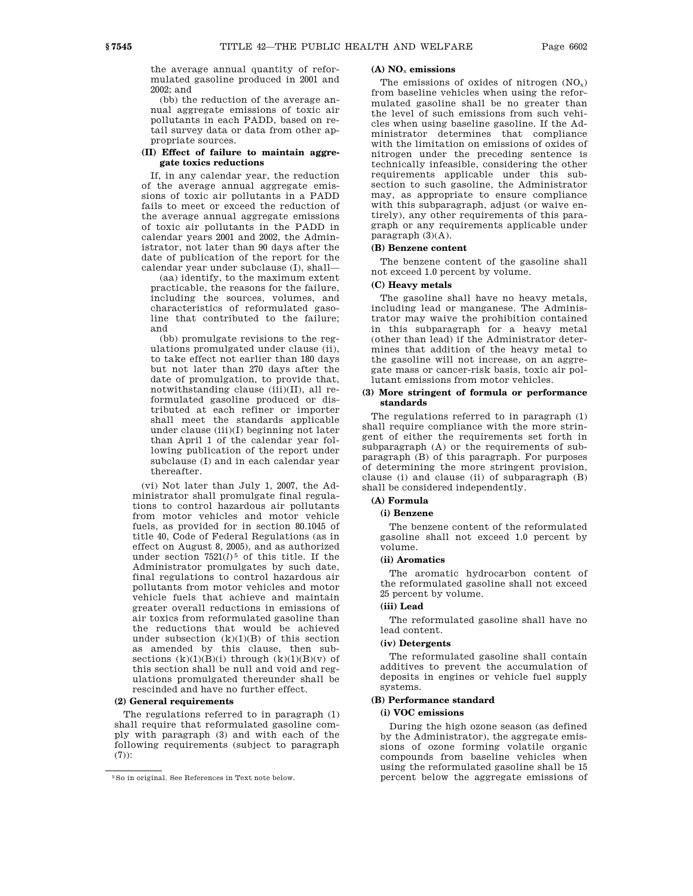the average annual quantity of reformulated gasoline produced in 2001 and 2002; and

(bb) the reduction of the average annual aggregate emissions of toxic air pollutants in each PADD, based on retail survey data or data from other appropriate sources.

**(II) Effect of failure to maintain aggregate toxics reductions**

If, in any calendar year, the reduction of the average annual aggregate emissions of toxic air pollutants in a PADD fails to meet or exceed the reduction of the average annual aggregate emissions of toxic air pollutants in the PADD in calendar years 2001 and 2002, the Administrator, not later than 90 days after the date of publication of the report for the calendar year under subclause (I), shall—

(aa) identify, to the maximum extent practicable, the reasons for the failure, including the sources, volumes, and characteristics of reformulated gasoline that contributed to the failure; and

(bb) promulgate revisions to the regulations promulgated under clause (ii), to take effect not earlier than 180 days but not later than 270 days after the date of promulgation, to provide that, notwithstanding clause (iii)(II), all reformulated gasoline produced or distributed at each refiner or importer shall meet the standards applicable under clause (iii)(I) beginning not later than April 1 of the calendar year following publication of the report under subclause (I) and in each calendar year thereafter.

(vi) Not later than July 1, 2007, the Administrator shall promulgate final regulations to control hazardous air pollutants from motor vehicles and motor vehicle fuels, as provided for in section 80.1045 of title 40, Code of Federal Regulations (as in effect on August 8, 2005), and as authorized under section 7521(*l*)[5] of this title. If the Administrator promulgates by such date, final regulations to control hazardous air pollutants from motor vehicles and motor vehicle fuels that achieve and maintain greater overall reductions in emissions of air toxics from reformulated gasoline than the reductions that would be achieved under subsection (k)(1)(B) of this section as amended by this clause, then subsections (k)(1)(B)(i) through (k)(1)(B)(v) of this section shall be null and void and regulations promulgated thereunder shall be rescinded and have no further effect.

**(2) General requirements**

The regulations referred to in paragraph (1) shall require that reformulated gasoline comply with paragraph (3) and with each of the following requirements (subject to paragraph (7)):

**(A) $NO_x$ emissions**

The emissions of oxides of nitrogen ($NO_x$) from baseline vehicles when using the reformulated gasoline shall be no greater than the level of such emissions from such vehicles when using baseline gasoline. If the Administrator determines that compliance with the limitation on emissions of oxides of nitrogen under the preceding sentence is technically infeasible, considering the other requirements applicable under this subsection to such gasoline, the Administrator may, as appropriate to ensure compliance with this subparagraph, adjust (or waive entirely), any other requirements of this paragraph or any requirements applicable under paragraph (3)(A).

**(B) Benzene content**

The benzene content of the gasoline shall not exceed 1.0 percent by volume.

**(C) Heavy metals**

The gasoline shall have no heavy metals, including lead or manganese. The Administrator may waive the prohibition contained in this subparagraph for a heavy metal (other than lead) if the Administrator determines that addition of the heavy metal to the gasoline will not increase, on an aggregate mass or cancer-risk basis, toxic air pollutant emissions from motor vehicles.

**(3) More stringent of formula or performance standards**

The regulations referred to in paragraph (1) shall require compliance with the more stringent of either the requirements set forth in subparagraph (A) or the requirements of subparagraph (B) of this paragraph. For purposes of determining the more stringent provision, clause (i) and clause (ii) of subparagraph (B) shall be considered independently.

**(A) Formula**

**(i) Benzene**

The benzene content of the reformulated gasoline shall not exceed 1.0 percent by volume.

**(ii) Aromatics**

The aromatic hydrocarbon content of the reformulated gasoline shall not exceed 25 percent by volume.

**(iii) Lead**

The reformulated gasoline shall have no lead content.

**(iv) Detergents**

The reformulated gasoline shall contain additives to prevent the accumulation of deposits in engines or vehicle fuel supply systems.

**(B) Performance standard**

**(i) VOC emissions**

During the high ozone season (as defined by the Administrator), the aggregate emissions of ozone forming volatile organic compounds from baseline vehicles when using the reformulated gasoline shall be 15 percent below the aggregate emissions of

---

[5] So in original. See References in Text note below.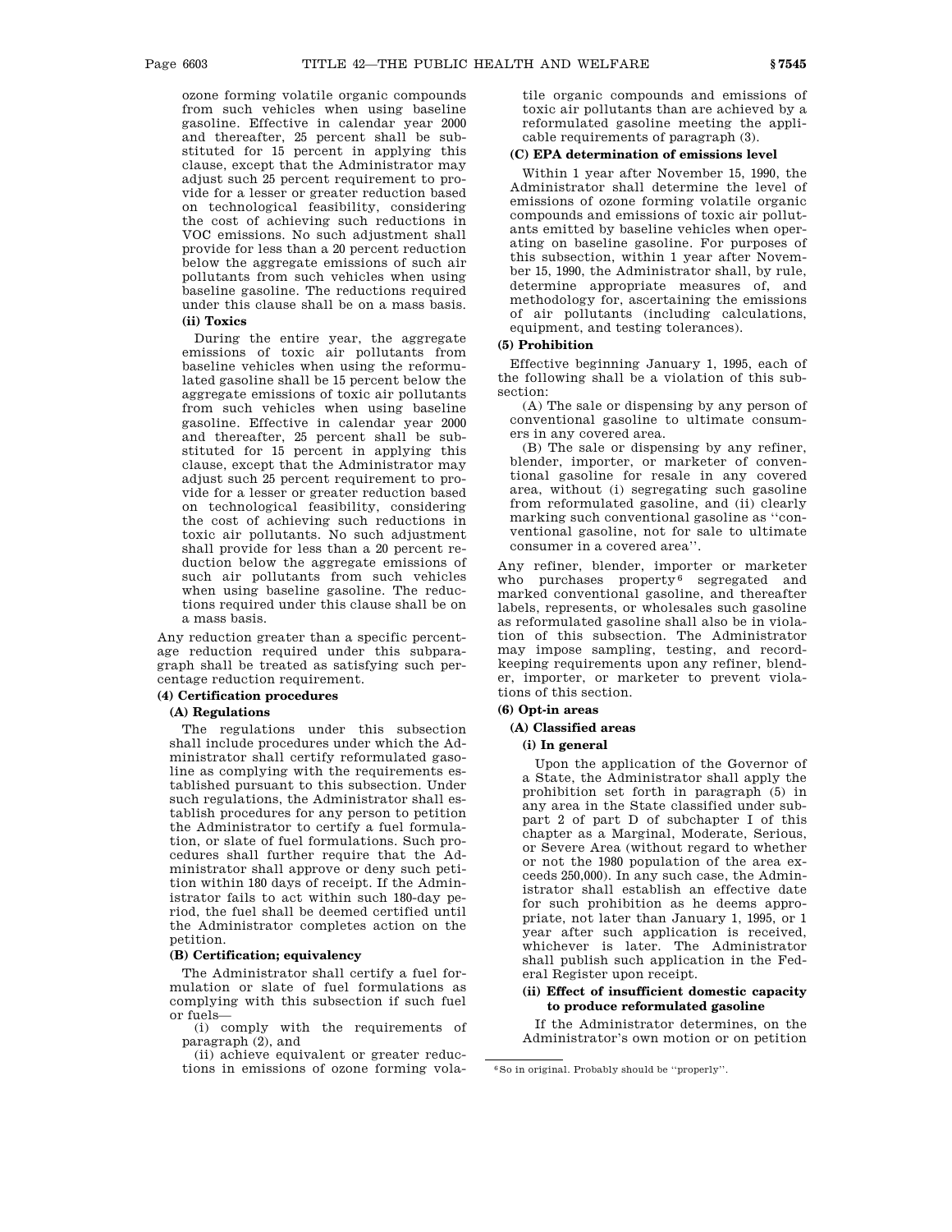ozone forming volatile organic compounds from such vehicles when using baseline gasoline. Effective in calendar year 2000 and thereafter, 25 percent shall be substituted for 15 percent in applying this clause, except that the Administrator may adjust such 25 percent requirement to provide for a lesser or greater reduction based on technological feasibility, considering the cost of achieving such reductions in VOC emissions. No such adjustment shall provide for less than a 20 percent reduction below the aggregate emissions of such air pollutants from such vehicles when using baseline gasoline. The reductions required under this clause shall be on a mass basis.

**(ii) Toxics**

During the entire year, the aggregate emissions of toxic air pollutants from baseline vehicles when using the reformulated gasoline shall be 15 percent below the aggregate emissions of toxic air pollutants from such vehicles when using baseline gasoline. Effective in calendar year 2000 and thereafter, 25 percent shall be substituted for 15 percent in applying this clause, except that the Administrator may adjust such 25 percent requirement to provide for a lesser or greater reduction based on technological feasibility, considering the cost of achieving such reductions in toxic air pollutants. No such adjustment shall provide for less than a 20 percent reduction below the aggregate emissions of such air pollutants from such vehicles when using baseline gasoline. The reductions required under this clause shall be on a mass basis.

Any reduction greater than a specific percentage reduction required under this subparagraph shall be treated as satisfying such percentage reduction requirement.

**(4) Certification procedures**

**(A) Regulations**

The regulations under this subsection shall include procedures under which the Administrator shall certify reformulated gasoline as complying with the requirements established pursuant to this subsection. Under such regulations, the Administrator shall establish procedures for any person to petition the Administrator to certify a fuel formulation, or slate of fuel formulations. Such procedures shall further require that the Administrator shall approve or deny such petition within 180 days of receipt. If the Administrator fails to act within such 180-day period, the fuel shall be deemed certified until the Administrator completes action on the petition.

**(B) Certification; equivalency**

The Administrator shall certify a fuel formulation or slate of fuel formulations as complying with this subsection if such fuel or fuels—

(i) comply with the requirements of paragraph (2), and

(ii) achieve equivalent or greater reductions in emissions of ozone forming volatile organic compounds and emissions of toxic air pollutants than are achieved by a reformulated gasoline meeting the applicable requirements of paragraph (3).

**(C) EPA determination of emissions level**

Within 1 year after November 15, 1990, the Administrator shall determine the level of emissions of ozone forming volatile organic compounds and emissions of toxic air pollutants emitted by baseline vehicles when operating on baseline gasoline. For purposes of this subsection, within 1 year after November 15, 1990, the Administrator shall, by rule, determine appropriate measures of, and methodology for, ascertaining the emissions of air pollutants (including calculations, equipment, and testing tolerances).

**(5) Prohibition**

Effective beginning January 1, 1995, each of the following shall be a violation of this subsection:

(A) The sale or dispensing by any person of conventional gasoline to ultimate consumers in any covered area.

(B) The sale or dispensing by any refiner, blender, importer, or marketer of conventional gasoline for resale in any covered area, without (i) segregating such gasoline from reformulated gasoline, and (ii) clearly marking such conventional gasoline as "conventional gasoline, not for sale to ultimate consumer in a covered area".

Any refiner, blender, importer or marketer who purchases property[6] segregated and marked conventional gasoline, and thereafter labels, represents, or wholesales such gasoline as reformulated gasoline shall also be in violation of this subsection. The Administrator may impose sampling, testing, and recordkeeping requirements upon any refiner, blender, importer, or marketer to prevent violations of this section.

**(6) Opt-in areas**

**(A) Classified areas**

**(i) In general**

Upon the application of the Governor of a State, the Administrator shall apply the prohibition set forth in paragraph (5) in any area in the State classified under subpart 2 of part D of subchapter I of this chapter as a Marginal, Moderate, Serious, or Severe Area (without regard to whether or not the 1980 population of the area exceeds 250,000). In any such case, the Administrator shall establish an effective date for such prohibition as he deems appropriate, not later than January 1, 1995, or 1 year after such application is received, whichever is later. The Administrator shall publish such application in the Federal Register upon receipt.

**(ii) Effect of insufficient domestic capacity to produce reformulated gasoline**

If the Administrator determines, on the Administrator's own motion or on petition

[6] So in original. Probably should be "properly".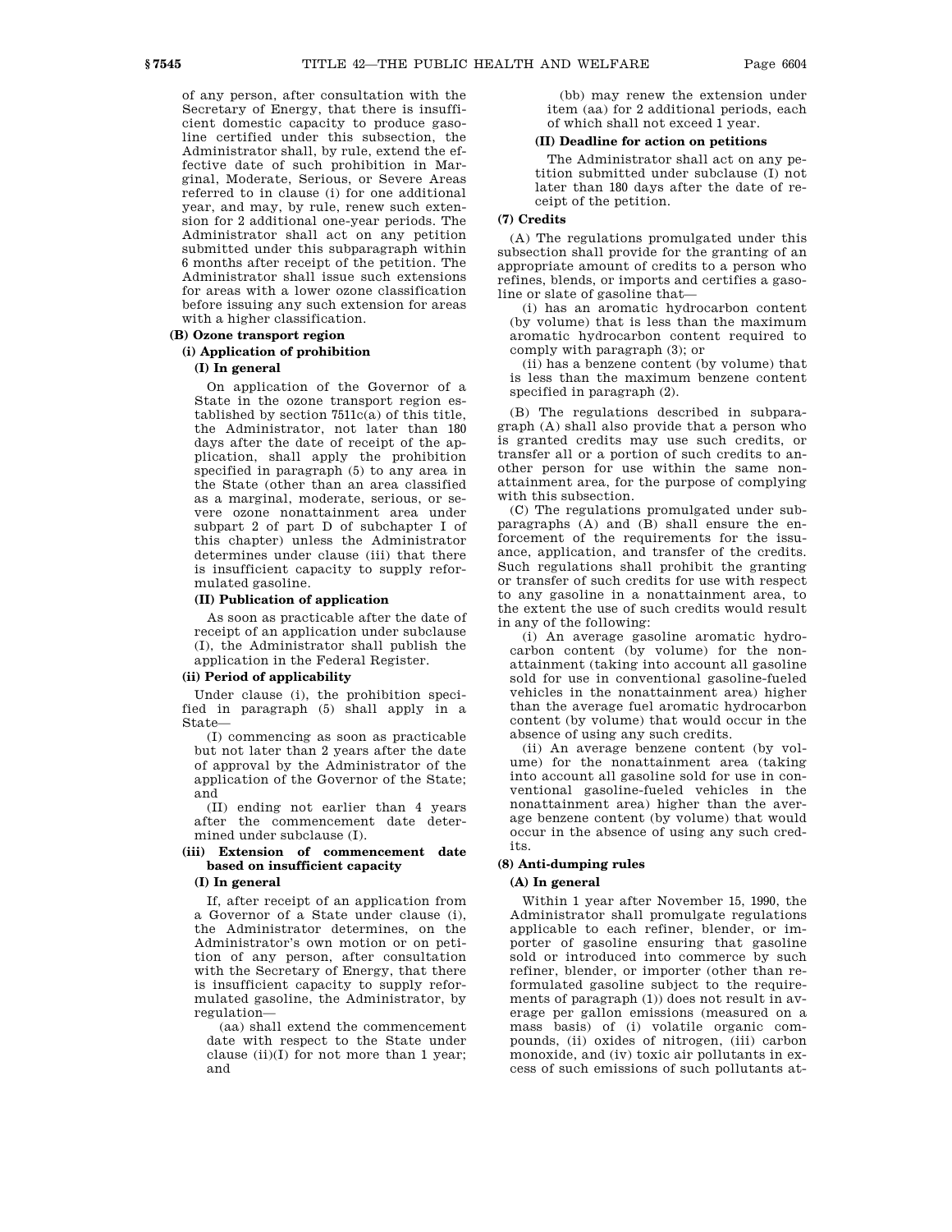of any person, after consultation with the Secretary of Energy, that there is insufficient domestic capacity to produce gasoline certified under this subsection, the Administrator shall, by rule, extend the effective date of such prohibition in Marginal, Moderate, Serious, or Severe Areas referred to in clause (i) for one additional year, and may, by rule, renew such extension for 2 additional one-year periods. The Administrator shall act on any petition submitted under this subparagraph within 6 months after receipt of the petition. The Administrator shall issue such extensions for areas with a lower ozone classification before issuing any such extension for areas with a higher classification.

**(B) Ozone transport region**

**(i) Application of prohibition**

**(I) In general**

On application of the Governor of a State in the ozone transport region established by section 7511c(a) of this title, the Administrator, not later than 180 days after the date of receipt of the application, shall apply the prohibition specified in paragraph (5) to any area in the State (other than an area classified as a marginal, moderate, serious, or severe ozone nonattainment area under subpart 2 of part D of subchapter I of this chapter) unless the Administrator determines under clause (iii) that there is insufficient capacity to supply reformulated gasoline.

**(II) Publication of application**

As soon as practicable after the date of receipt of an application under subclause (I), the Administrator shall publish the application in the Federal Register.

**(ii) Period of applicability**

Under clause (i), the prohibition specified in paragraph (5) shall apply in a State—

(I) commencing as soon as practicable but not later than 2 years after the date of approval by the Administrator of the application of the Governor of the State; and

(II) ending not earlier than 4 years after the commencement date determined under subclause (I).

**(iii) Extension of commencement date based on insufficient capacity**

**(I) In general**

If, after receipt of an application from a Governor of a State under clause (i), the Administrator determines, on the Administrator's own motion or on petition of any person, after consultation with the Secretary of Energy, that there is insufficient capacity to supply reformulated gasoline, the Administrator, by regulation—

(aa) shall extend the commencement date with respect to the State under clause (ii)(I) for not more than 1 year; and

(bb) may renew the extension under item (aa) for 2 additional periods, each of which shall not exceed 1 year.

**(II) Deadline for action on petitions**

The Administrator shall act on any petition submitted under subclause (I) not later than 180 days after the date of receipt of the petition.

**(7) Credits**

(A) The regulations promulgated under this subsection shall provide for the granting of an appropriate amount of credits to a person who refines, blends, or imports and certifies a gasoline or slate of gasoline that—

(i) has an aromatic hydrocarbon content (by volume) that is less than the maximum aromatic hydrocarbon content required to comply with paragraph (3); or

(ii) has a benzene content (by volume) that is less than the maximum benzene content specified in paragraph (2).

(B) The regulations described in subparagraph (A) shall also provide that a person who is granted credits may use such credits, or transfer all or a portion of such credits to another person for use within the same nonattainment area, for the purpose of complying with this subsection.

(C) The regulations promulgated under subparagraphs (A) and (B) shall ensure the enforcement of the requirements for the issuance, application, and transfer of the credits. Such regulations shall prohibit the granting or transfer of such credits for use with respect to any gasoline in a nonattainment area, to the extent the use of such credits would result in any of the following:

(i) An average gasoline aromatic hydrocarbon content (by volume) for the nonattainment (taking into account all gasoline sold for use in conventional gasoline-fueled vehicles in the nonattainment area) higher than the average fuel aromatic hydrocarbon content (by volume) that would occur in the absence of using any such credits.

(ii) An average benzene content (by volume) for the nonattainment area (taking into account all gasoline sold for use in conventional gasoline-fueled vehicles in the nonattainment area) higher than the average benzene content (by volume) that would occur in the absence of using any such credits.

**(8) Anti-dumping rules**

**(A) In general**

Within 1 year after November 15, 1990, the Administrator shall promulgate regulations applicable to each refiner, blender, or importer of gasoline ensuring that gasoline sold or introduced into commerce by such refiner, blender, or importer (other than reformulated gasoline subject to the requirements of paragraph (1)) does not result in average per gallon emissions (measured on a mass basis) of (i) volatile organic compounds, (ii) oxides of nitrogen, (iii) carbon monoxide, and (iv) toxic air pollutants in excess of such emissions of such pollutants at-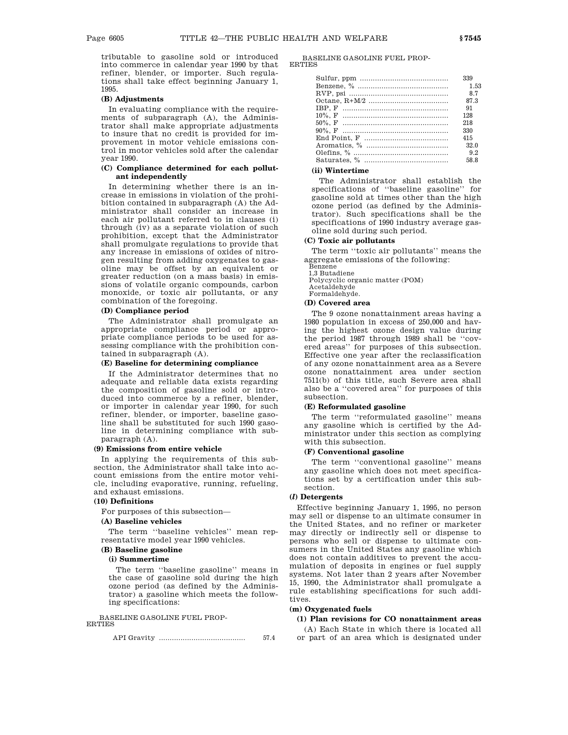tributable to gasoline sold or introduced into commerce in calendar year 1990 by that refiner, blender, or importer. Such regulations shall take effect beginning January 1, 1995.

**(B) Adjustments**

In evaluating compliance with the requirements of subparagraph (A), the Administrator shall make appropriate adjustments to insure that no credit is provided for improvement in motor vehicle emissions control in motor vehicles sold after the calendar year 1990.

**(C) Compliance determined for each pollutant independently**

In determining whether there is an increase in emissions in violation of the prohibition contained in subparagraph (A) the Administrator shall consider an increase in each air pollutant referred to in clauses (i) through (iv) as a separate violation of such prohibition, except that the Administrator shall promulgate regulations to provide that any increase in emissions of oxides of nitrogen resulting from adding oxygenates to gasoline may be offset by an equivalent or greater reduction (on a mass basis) in emissions of volatile organic compounds, carbon monoxide, or toxic air pollutants, or any combination of the foregoing.

**(D) Compliance period**

The Administrator shall promulgate an appropriate compliance period or appropriate compliance periods to be used for assessing compliance with the prohibition contained in subparagraph (A).

**(E) Baseline for determining compliance**

If the Administrator determines that no adequate and reliable data exists regarding the composition of gasoline sold or introduced into commerce by a refiner, blender, or importer in calendar year 1990, for such refiner, blender, or importer, baseline gasoline shall be substituted for such 1990 gasoline in determining compliance with subparagraph (A).

**(9) Emissions from entire vehicle**

In applying the requirements of this subsection, the Administrator shall take into account emissions from the entire motor vehicle, including evaporative, running, refueling, and exhaust emissions.

**(10) Definitions**

For purposes of this subsection—

**(A) Baseline vehicles**

The term ''baseline vehicles'' mean representative model year 1990 vehicles.

**(B) Baseline gasoline**

**(i) Summertime**

The term ''baseline gasoline'' means in the case of gasoline sold during the high ozone period (as defined by the Administrator) a gasoline which meets the following specifications:

BASELINE GASOLINE FUEL PROPERTIES

| | |
|---|---|
| API Gravity | 57.4 |
| Sulfur, ppm | 339 |
| Benzene, % | 1.53 |
| RVP, psi | 8.7 |
| Octane, R+M/2 | 87.3 |
| IBP, F | 91 |
| 10%, F | 128 |
| 50%, F | 218 |
| 90%, F | 330 |
| End Point, F | 415 |
| Aromatics, % | 32.0 |
| Olefins, % | 9.2 |
| Saturates, % | 58.8 |

**(ii) Wintertime**

The Administrator shall establish the specifications of ''baseline gasoline'' for gasoline sold at times other than the high ozone period (as defined by the Administrator). Such specifications shall be the specifications of 1990 industry average gasoline sold during such period.

**(C) Toxic air pollutants**

The term ''toxic air pollutants'' means the aggregate emissions of the following:

Benzene
1,3 Butadiene
Polycyclic organic matter (POM)
Acetaldehyde
Formaldehyde.

**(D) Covered area**

The 9 ozone nonattainment areas having a 1980 population in excess of 250,000 and having the highest ozone design value during the period 1987 through 1989 shall be ''covered areas'' for purposes of this subsection. Effective one year after the reclassification of any ozone nonattainment area as a Severe ozone nonattainment area under section 7511(b) of this title, such Severe area shall also be a ''covered area'' for purposes of this subsection.

**(E) Reformulated gasoline**

The term ''reformulated gasoline'' means any gasoline which is certified by the Administrator under this section as complying with this subsection.

**(F) Conventional gasoline**

The term ''conventional gasoline'' means any gasoline which does not meet specifications set by a certification under this subsection.

**(*l*) Detergents**

Effective beginning January 1, 1995, no person may sell or dispense to an ultimate consumer in the United States, and no refiner or marketer may directly or indirectly sell or dispense to persons who sell or dispense to ultimate consumers in the United States any gasoline which does not contain additives to prevent the accumulation of deposits in engines or fuel supply systems. Not later than 2 years after November 15, 1990, the Administrator shall promulgate a rule establishing specifications for such additives.

**(m) Oxygenated fuels**

**(1) Plan revisions for CO nonattainment areas**

(A) Each State in which there is located all or part of an area which is designated under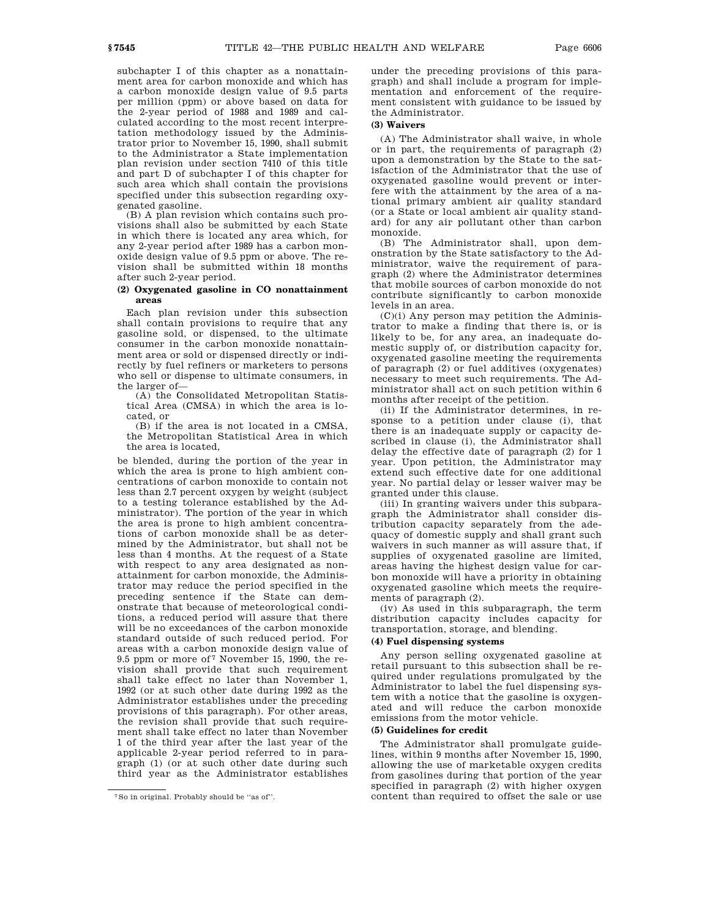subchapter I of this chapter as a nonattainment area for carbon monoxide and which has a carbon monoxide design value of 9.5 parts per million (ppm) or above based on data for the 2-year period of 1988 and 1989 and calculated according to the most recent interpretation methodology issued by the Administrator prior to November 15, 1990, shall submit to the Administrator a State implementation plan revision under section 7410 of this title and part D of subchapter I of this chapter for such area which shall contain the provisions specified under this subsection regarding oxygenated gasoline.

(B) A plan revision which contains such provisions shall also be submitted by each State in which there is located any area which, for any 2-year period after 1989 has a carbon monoxide design value of 9.5 ppm or above. The revision shall be submitted within 18 months after such 2-year period.

**(2) Oxygenated gasoline in CO nonattainment areas**

Each plan revision under this subsection shall contain provisions to require that any gasoline sold, or dispensed, to the ultimate consumer in the carbon monoxide nonattainment area or sold or dispensed directly or indirectly by fuel refiners or marketers to persons who sell or dispense to ultimate consumers, in the larger of—

(A) the Consolidated Metropolitan Statistical Area (CMSA) in which the area is located, or

(B) if the area is not located in a CMSA, the Metropolitan Statistical Area in which the area is located,

be blended, during the portion of the year in which the area is prone to high ambient concentrations of carbon monoxide to contain not less than 2.7 percent oxygen by weight (subject to a testing tolerance established by the Administrator). The portion of the year in which the area is prone to high ambient concentrations of carbon monoxide shall be as determined by the Administrator, but shall not be less than 4 months. At the request of a State with respect to any area designated as nonattainment for carbon monoxide, the Administrator may reduce the period specified in the preceding sentence if the State can demonstrate that because of meteorological conditions, a reduced period will assure that there will be no exceedances of the carbon monoxide standard outside of such reduced period. For areas with a carbon monoxide design value of 9.5 ppm or more of[7] November 15, 1990, the revision shall provide that such requirement shall take effect no later than November 1, 1992 (or at such other date during 1992 as the Administrator establishes under the preceding provisions of this paragraph). For other areas, the revision shall provide that such requirement shall take effect no later than November 1 of the third year after the last year of the applicable 2-year period referred to in paragraph (1) (or at such other date during such third year as the Administrator establishes under the preceding provisions of this paragraph) and shall include a program for implementation and enforcement of the requirement consistent with guidance to be issued by the Administrator.

**(3) Waivers**

(A) The Administrator shall waive, in whole or in part, the requirements of paragraph (2) upon a demonstration by the State to the satisfaction of the Administrator that the use of oxygenated gasoline would prevent or interfere with the attainment by the area of a national primary ambient air quality standard (or a State or local ambient air quality standard) for any air pollutant other than carbon monoxide.

(B) The Administrator shall, upon demonstration by the State satisfactory to the Administrator, waive the requirement of paragraph (2) where the Administrator determines that mobile sources of carbon monoxide do not contribute significantly to carbon monoxide levels in an area.

(C)(i) Any person may petition the Administrator to make a finding that there is, or is likely to be, for any area, an inadequate domestic supply of, or distribution capacity for, oxygenated gasoline meeting the requirements of paragraph (2) or fuel additives (oxygenates) necessary to meet such requirements. The Administrator shall act on such petition within 6 months after receipt of the petition.

(ii) If the Administrator determines, in response to a petition under clause (i), that there is an inadequate supply or capacity described in clause (i), the Administrator shall delay the effective date of paragraph (2) for 1 year. Upon petition, the Administrator may extend such effective date for one additional year. No partial delay or lesser waiver may be granted under this clause.

(iii) In granting waivers under this subparagraph the Administrator shall consider distribution capacity separately from the adequacy of domestic supply and shall grant such waivers in such manner as will assure that, if supplies of oxygenated gasoline are limited, areas having the highest design value for carbon monoxide will have a priority in obtaining oxygenated gasoline which meets the requirements of paragraph (2).

(iv) As used in this subparagraph, the term distribution capacity includes capacity for transportation, storage, and blending.

**(4) Fuel dispensing systems**

Any person selling oxygenated gasoline at retail pursuant to this subsection shall be required under regulations promulgated by the Administrator to label the fuel dispensing system with a notice that the gasoline is oxygenated and will reduce the carbon monoxide emissions from the motor vehicle.

**(5) Guidelines for credit**

The Administrator shall promulgate guidelines, within 9 months after November 15, 1990, allowing the use of marketable oxygen credits from gasolines during that portion of the year specified in paragraph (2) with higher oxygen content than required to offset the sale or use

[7] So in original. Probably should be "as of".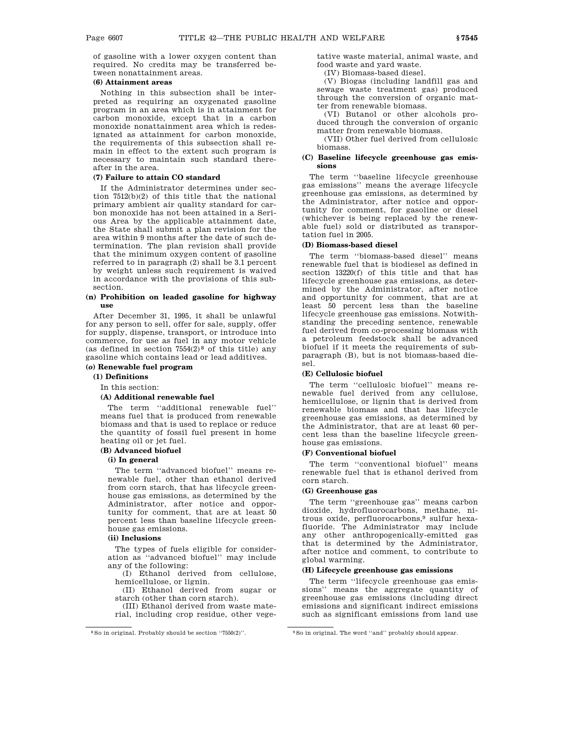of gasoline with a lower oxygen content than required. No credits may be transferred between nonattainment areas.

**(6) Attainment areas**

Nothing in this subsection shall be interpreted as requiring an oxygenated gasoline program in an area which is in attainment for carbon monoxide, except that in a carbon monoxide nonattainment area which is redesignated as attainment for carbon monoxide, the requirements of this subsection shall remain in effect to the extent such program is necessary to maintain such standard thereafter in the area.

**(7) Failure to attain CO standard**

If the Administrator determines under section 7512(b)(2) of this title that the national primary ambient air quality standard for carbon monoxide has not been attained in a Serious Area by the applicable attainment date, the State shall submit a plan revision for the area within 9 months after the date of such determination. The plan revision shall provide that the minimum oxygen content of gasoline referred to in paragraph (2) shall be 3.1 percent by weight unless such requirement is waived in accordance with the provisions of this subsection.

**(n) Prohibition on leaded gasoline for highway use**

After December 31, 1995, it shall be unlawful for any person to sell, offer for sale, supply, offer for supply, dispense, transport, or introduce into commerce, for use as fuel in any motor vehicle (as defined in section 7554(2)[8] of this title) any gasoline which contains lead or lead additives.

**(*o*) Renewable fuel program**

**(1) Definitions**

In this section:

**(A) Additional renewable fuel**

The term ''additional renewable fuel'' means fuel that is produced from renewable biomass and that is used to replace or reduce the quantity of fossil fuel present in home heating oil or jet fuel.

**(B) Advanced biofuel**

**(i) In general**

The term ''advanced biofuel'' means renewable fuel, other than ethanol derived from corn starch, that has lifecycle greenhouse gas emissions, as determined by the Administrator, after notice and opportunity for comment, that are at least 50 percent less than baseline lifecycle greenhouse gas emissions.

**(ii) Inclusions**

The types of fuels eligible for consideration as ''advanced biofuel'' may include any of the following:

(I) Ethanol derived from cellulose, hemicellulose, or lignin.

(II) Ethanol derived from sugar or starch (other than corn starch).

(III) Ethanol derived from waste material, including crop residue, other vegetative waste material, animal waste, and food waste and yard waste.

(IV) Biomass-based diesel.

(V) Biogas (including landfill gas and sewage waste treatment gas) produced through the conversion of organic matter from renewable biomass.

(VI) Butanol or other alcohols produced through the conversion of organic matter from renewable biomass.

(VII) Other fuel derived from cellulosic biomass.

**(C) Baseline lifecycle greenhouse gas emissions**

The term ''baseline lifecycle greenhouse gas emissions'' means the average lifecycle greenhouse gas emissions, as determined by the Administrator, after notice and opportunity for comment, for gasoline or diesel (whichever is being replaced by the renewable fuel) sold or distributed as transportation fuel in 2005.

**(D) Biomass-based diesel**

The term ''biomass-based diesel'' means renewable fuel that is biodiesel as defined in section 13220(f) of this title and that has lifecycle greenhouse gas emissions, as determined by the Administrator, after notice and opportunity for comment, that are at least 50 percent less than the baseline lifecycle greenhouse gas emissions. Notwithstanding the preceding sentence, renewable fuel derived from co-processing biomass with a petroleum feedstock shall be advanced biofuel if it meets the requirements of subparagraph (B), but is not biomass-based diesel.

**(E) Cellulosic biofuel**

The term ''cellulosic biofuel'' means renewable fuel derived from any cellulose, hemicellulose, or lignin that is derived from renewable biomass and that has lifecycle greenhouse gas emissions, as determined by the Administrator, that are at least 60 percent less than the baseline lifecycle greenhouse gas emissions.

**(F) Conventional biofuel**

The term ''conventional biofuel'' means renewable fuel that is ethanol derived from corn starch.

**(G) Greenhouse gas**

The term ''greenhouse gas'' means carbon dioxide, hydrofluorocarbons, methane, nitrous oxide, perfluorocarbons,[9] sulfur hexafluoride. The Administrator may include any other anthropogenically-emitted gas that is determined by the Administrator, after notice and comment, to contribute to global warming.

**(H) Lifecycle greenhouse gas emissions**

The term ''lifecycle greenhouse gas emissions'' means the aggregate quantity of greenhouse gas emissions (including direct emissions and significant indirect emissions such as significant emissions from land use

[8] So in original. Probably should be section ''7550(2)''.

[9] So in original. The word ''and'' probably should appear.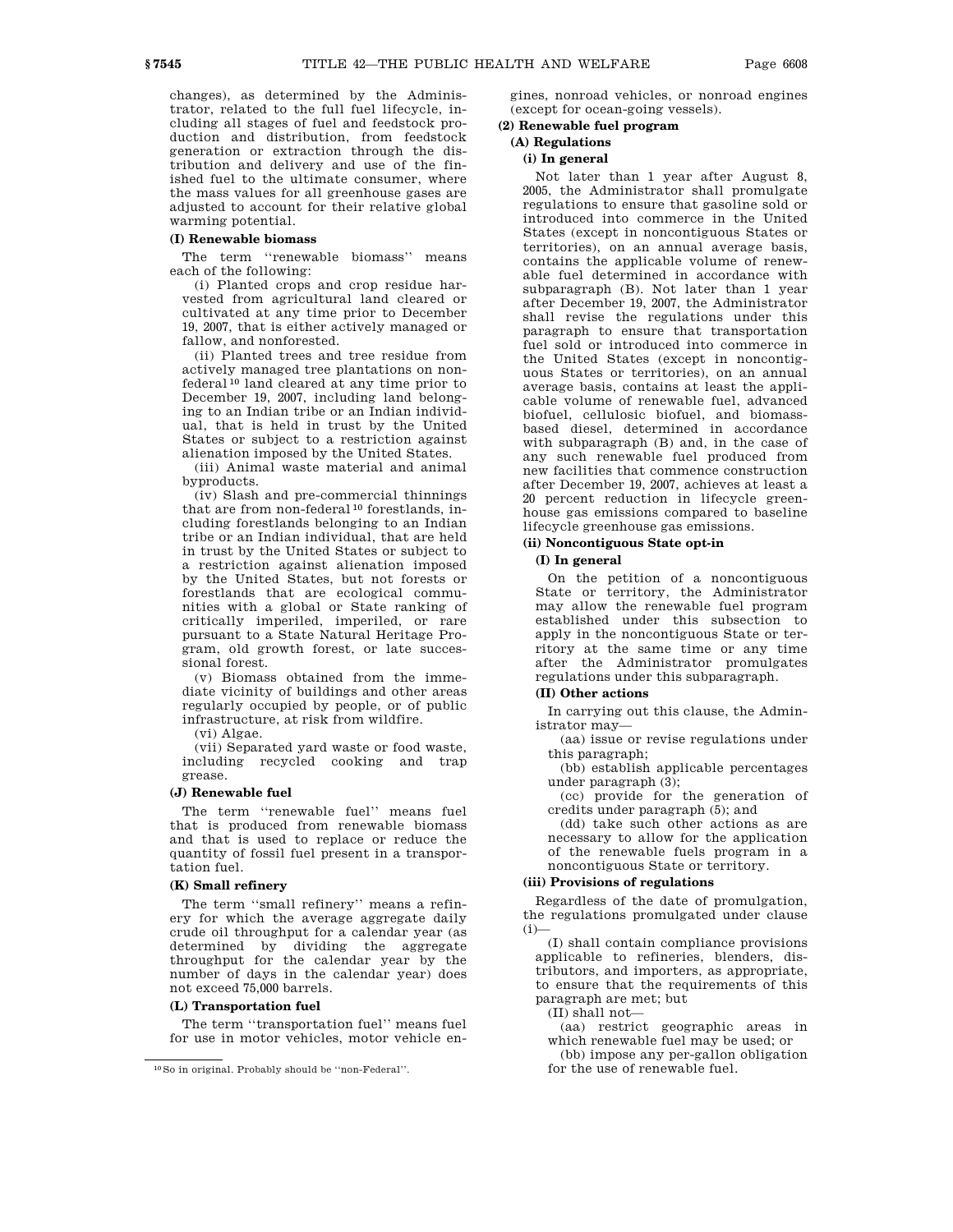changes), as determined by the Administrator, related to the full fuel lifecycle, including all stages of fuel and feedstock production and distribution, from feedstock generation or extraction through the distribution and delivery and use of the finished fuel to the ultimate consumer, where the mass values for all greenhouse gases are adjusted to account for their relative global warming potential.

**(I) Renewable biomass**

The term ''renewable biomass'' means each of the following:

(i) Planted crops and crop residue harvested from agricultural land cleared or cultivated at any time prior to December 19, 2007, that is either actively managed or fallow, and nonforested.

(ii) Planted trees and tree residue from actively managed tree plantations on nonfederal[10] land cleared at any time prior to December 19, 2007, including land belonging to an Indian tribe or an Indian individual, that is held in trust by the United States or subject to a restriction against alienation imposed by the United States.

(iii) Animal waste material and animal byproducts.

(iv) Slash and pre-commercial thinnings that are from non-federal[10] forestlands, including forestlands belonging to an Indian tribe or an Indian individual, that are held in trust by the United States or subject to a restriction against alienation imposed by the United States, but not forests or forestlands that are ecological communities with a global or State ranking of critically imperiled, imperiled, or rare pursuant to a State Natural Heritage Program, old growth forest, or late successional forest.

(v) Biomass obtained from the immediate vicinity of buildings and other areas regularly occupied by people, or of public infrastructure, at risk from wildfire.

(vi) Algae.

(vii) Separated yard waste or food waste, including recycled cooking and trap grease.

**(J) Renewable fuel**

The term ''renewable fuel'' means fuel that is produced from renewable biomass and that is used to replace or reduce the quantity of fossil fuel present in a transportation fuel.

**(K) Small refinery**

The term ''small refinery'' means a refinery for which the average aggregate daily crude oil throughput for a calendar year (as determined by dividing the aggregate throughput for the calendar year by the number of days in the calendar year) does not exceed 75,000 barrels.

**(L) Transportation fuel**

The term ''transportation fuel'' means fuel for use in motor vehicles, motor vehicle engines, nonroad vehicles, or nonroad engines (except for ocean-going vessels).

**(2) Renewable fuel program**

**(A) Regulations**

**(i) In general**

Not later than 1 year after August 8, 2005, the Administrator shall promulgate regulations to ensure that gasoline sold or introduced into commerce in the United States (except in noncontiguous States or territories), on an annual average basis, contains the applicable volume of renewable fuel determined in accordance with subparagraph (B). Not later than 1 year after December 19, 2007, the Administrator shall revise the regulations under this paragraph to ensure that transportation fuel sold or introduced into commerce in the United States (except in noncontiguous States or territories), on an annual average basis, contains at least the applicable volume of renewable fuel, advanced biofuel, cellulosic biofuel, and biomass-based diesel, determined in accordance with subparagraph (B) and, in the case of any such renewable fuel produced from new facilities that commence construction after December 19, 2007, achieves at least a 20 percent reduction in lifecycle greenhouse gas emissions compared to baseline lifecycle greenhouse gas emissions.

**(ii) Noncontiguous State opt-in**

**(I) In general**

On the petition of a noncontiguous State or territory, the Administrator may allow the renewable fuel program established under this subsection to apply in the noncontiguous State or territory at the same time or any time after the Administrator promulgates regulations under this subparagraph.

**(II) Other actions**

In carrying out this clause, the Administrator may—

(aa) issue or revise regulations under this paragraph;

(bb) establish applicable percentages under paragraph (3);

(cc) provide for the generation of credits under paragraph (5); and

(dd) take such other actions as are necessary to allow for the application of the renewable fuels program in a noncontiguous State or territory.

**(iii) Provisions of regulations**

Regardless of the date of promulgation, the regulations promulgated under clause (i)—

(I) shall contain compliance provisions applicable to refineries, blenders, distributors, and importers, as appropriate, to ensure that the requirements of this paragraph are met; but

(II) shall not—

(aa) restrict geographic areas in which renewable fuel may be used; or

(bb) impose any per-gallon obligation for the use of renewable fuel.

[10] So in original. Probably should be ''non-Federal''.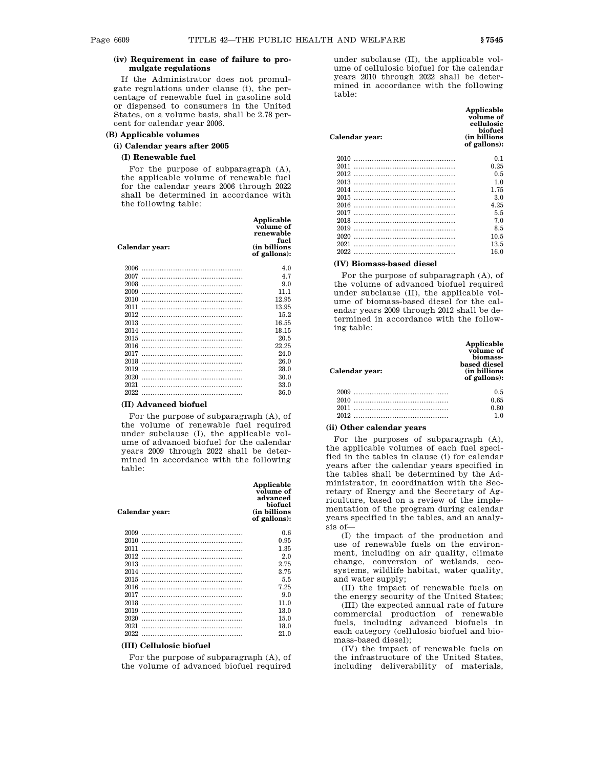#### (iv) Requirement in case of failure to promulgate regulations

If the Administrator does not promulgate regulations under clause (i), the percentage of renewable fuel in gasoline sold or dispensed to consumers in the United States, on a volume basis, shall be 2.78 percent for calendar year 2006.

### (B) Applicable volumes

#### (i) Calendar years after 2005

##### (I) Renewable fuel

For the purpose of subparagraph (A), the applicable volume of renewable fuel for the calendar years 2006 through 2022 shall be determined in accordance with the following table:

| Calendar year: | Applicable volume of renewable fuel (in billions of gallons): |
|---|---|
| 2006 | 4.0 |
| 2007 | 4.7 |
| 2008 | 9.0 |
| 2009 | 11.1 |
| 2010 | 12.95 |
| 2011 | 13.95 |
| 2012 | 15.2 |
| 2013 | 16.55 |
| 2014 | 18.15 |
| 2015 | 20.5 |
| 2016 | 22.25 |
| 2017 | 24.0 |
| 2018 | 26.0 |
| 2019 | 28.0 |
| 2020 | 30.0 |
| 2021 | 33.0 |
| 2022 | 36.0 |

##### (II) Advanced biofuel

For the purpose of subparagraph (A), of the volume of renewable fuel required under subclause (I), the applicable volume of advanced biofuel for the calendar years 2009 through 2022 shall be determined in accordance with the following table:

| Calendar year: | Applicable volume of advanced biofuel (in billions of gallons): |
|---|---|
| 2009 | 0.6 |
| 2010 | 0.95 |
| 2011 | 1.35 |
| 2012 | 2.0 |
| 2013 | 2.75 |
| 2014 | 3.75 |
| 2015 | 5.5 |
| 2016 | 7.25 |
| 2017 | 9.0 |
| 2018 | 11.0 |
| 2019 | 13.0 |
| 2020 | 15.0 |
| 2021 | 18.0 |
| 2022 | 21.0 |

##### (III) Cellulosic biofuel

For the purpose of subparagraph (A), of the volume of advanced biofuel required under subclause (II), the applicable volume of cellulosic biofuel for the calendar years 2010 through 2022 shall be determined in accordance with the following table:

| Calendar year: | Applicable volume of cellulosic biofuel (in billions of gallons): |
|---|---|
| 2010 | 0.1 |
| 2011 | 0.25 |
| 2012 | 0.5 |
| 2013 | 1.0 |
| 2014 | 1.75 |
| 2015 | 3.0 |
| 2016 | 4.25 |
| 2017 | 5.5 |
| 2018 | 7.0 |
| 2019 | 8.5 |
| 2020 | 10.5 |
| 2021 | 13.5 |
| 2022 | 16.0 |

##### (IV) Biomass-based diesel

For the purpose of subparagraph (A), of the volume of advanced biofuel required under subclause (II), the applicable volume of biomass-based diesel for the calendar years 2009 through 2012 shall be determined in accordance with the following table:

| Calendar year: | Applicable volume of biomass-based diesel (in billions of gallons): |
|---|---|
| 2009 | 0.5 |
| 2010 | 0.65 |
| 2011 | 0.80 |
| 2012 | 1.0 |

#### (ii) Other calendar years

For the purposes of subparagraph (A), the applicable volumes of each fuel specified in the tables in clause (i) for calendar years after the calendar years specified in the tables shall be determined by the Administrator, in coordination with the Secretary of Energy and the Secretary of Agriculture, based on a review of the implementation of the program during calendar years specified in the tables, and an analysis of—

(I) the impact of the production and use of renewable fuels on the environment, including on air quality, climate change, conversion of wetlands, ecosystems, wildlife habitat, water quality, and water supply;

(II) the impact of renewable fuels on the energy security of the United States;

(III) the expected annual rate of future commercial production of renewable fuels, including advanced biofuels in each category (cellulosic biofuel and biomass-based diesel);

(IV) the impact of renewable fuels on the infrastructure of the United States, including deliverability of materials,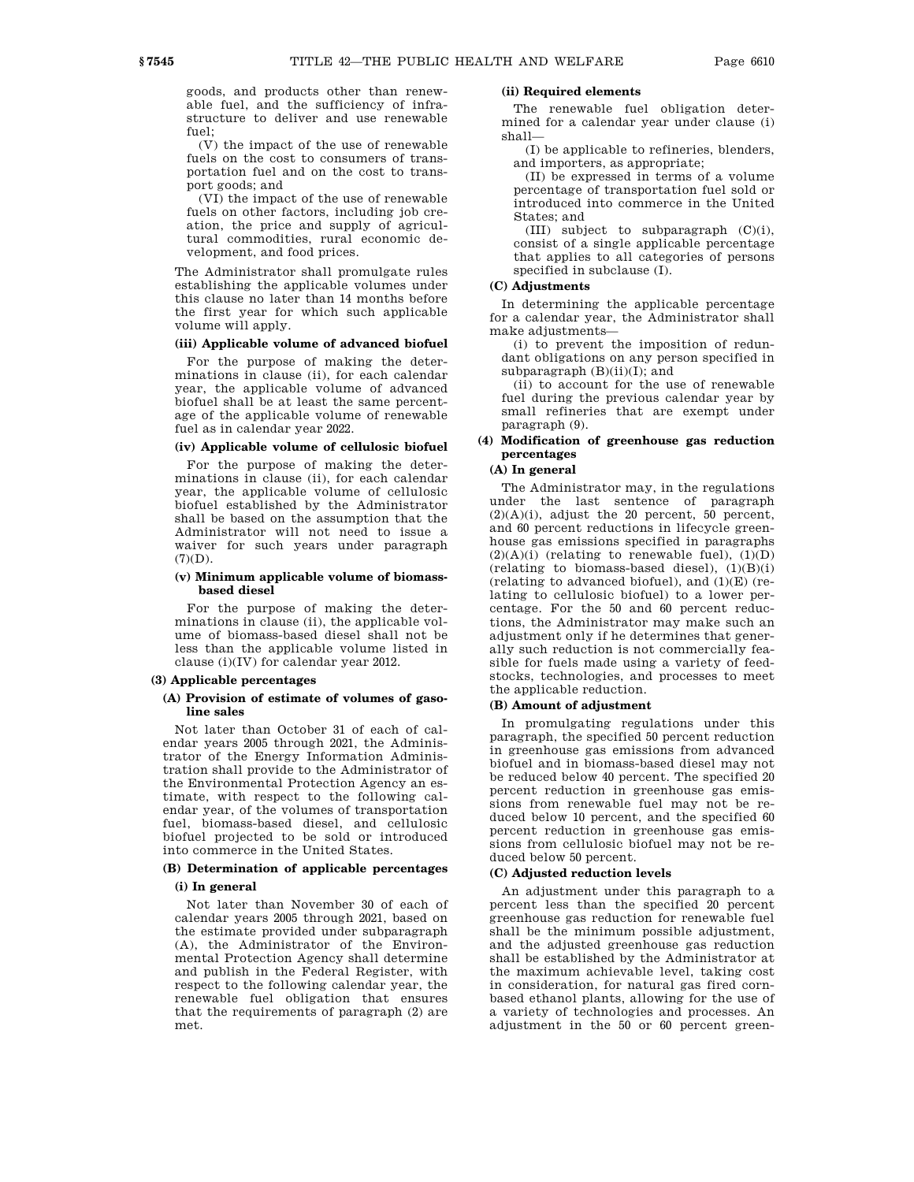goods, and products other than renewable fuel, and the sufficiency of infrastructure to deliver and use renewable fuel;

(V) the impact of the use of renewable fuels on the cost to consumers of transportation fuel and on the cost to transport goods; and

(VI) the impact of the use of renewable fuels on other factors, including job creation, the price and supply of agricultural commodities, rural economic development, and food prices.

The Administrator shall promulgate rules establishing the applicable volumes under this clause no later than 14 months before the first year for which such applicable volume will apply.

**(iii) Applicable volume of advanced biofuel**

For the purpose of making the determinations in clause (ii), for each calendar year, the applicable volume of advanced biofuel shall be at least the same percentage of the applicable volume of renewable fuel as in calendar year 2022.

**(iv) Applicable volume of cellulosic biofuel**

For the purpose of making the determinations in clause (ii), for each calendar year, the applicable volume of cellulosic biofuel established by the Administrator shall be based on the assumption that the Administrator will not need to issue a waiver for such years under paragraph (7)(D).

**(v) Minimum applicable volume of biomass-based diesel**

For the purpose of making the determinations in clause (ii), the applicable volume of biomass-based diesel shall not be less than the applicable volume listed in clause (i)(IV) for calendar year 2012.

**(3) Applicable percentages**

**(A) Provision of estimate of volumes of gasoline sales**

Not later than October 31 of each of calendar years 2005 through 2021, the Administrator of the Energy Information Administration shall provide to the Administrator of the Environmental Protection Agency an estimate, with respect to the following calendar year, of the volumes of transportation fuel, biomass-based diesel, and cellulosic biofuel projected to be sold or introduced into commerce in the United States.

**(B) Determination of applicable percentages**

**(i) In general**

Not later than November 30 of each of calendar years 2005 through 2021, based on the estimate provided under subparagraph (A), the Administrator of the Environmental Protection Agency shall determine and publish in the Federal Register, with respect to the following calendar year, the renewable fuel obligation that ensures that the requirements of paragraph (2) are met.

**(ii) Required elements**

The renewable fuel obligation determined for a calendar year under clause (i) shall—

(I) be applicable to refineries, blenders, and importers, as appropriate;

(II) be expressed in terms of a volume percentage of transportation fuel sold or introduced into commerce in the United States; and

(III) subject to subparagraph (C)(i), consist of a single applicable percentage that applies to all categories of persons specified in subclause (I).

**(C) Adjustments**

In determining the applicable percentage for a calendar year, the Administrator shall make adjustments—

(i) to prevent the imposition of redundant obligations on any person specified in subparagraph (B)(ii)(I); and

(ii) to account for the use of renewable fuel during the previous calendar year by small refineries that are exempt under paragraph (9).

**(4) Modification of greenhouse gas reduction percentages**

**(A) In general**

The Administrator may, in the regulations under the last sentence of paragraph (2)(A)(i), adjust the 20 percent, 50 percent, and 60 percent reductions in lifecycle greenhouse gas emissions specified in paragraphs (2)(A)(i) (relating to renewable fuel), (1)(D) (relating to biomass-based diesel), (1)(B)(i) (relating to advanced biofuel), and (1)(E) (relating to cellulosic biofuel) to a lower percentage. For the 50 and 60 percent reductions, the Administrator may make such an adjustment only if he determines that generally such reduction is not commercially feasible for fuels made using a variety of feedstocks, technologies, and processes to meet the applicable reduction.

**(B) Amount of adjustment**

In promulgating regulations under this paragraph, the specified 50 percent reduction in greenhouse gas emissions from advanced biofuel and in biomass-based diesel may not be reduced below 40 percent. The specified 20 percent reduction in greenhouse gas emissions from renewable fuel may not be reduced below 10 percent, and the specified 60 percent reduction in greenhouse gas emissions from cellulosic biofuel may not be reduced below 50 percent.

**(C) Adjusted reduction levels**

An adjustment under this paragraph to a percent less than the specified 20 percent greenhouse gas reduction for renewable fuel shall be the minimum possible adjustment, and the adjusted greenhouse gas reduction shall be established by the Administrator at the maximum achievable level, taking cost in consideration, for natural gas fired corn-based ethanol plants, allowing for the use of a variety of technologies and processes. An adjustment in the 50 or 60 percent green-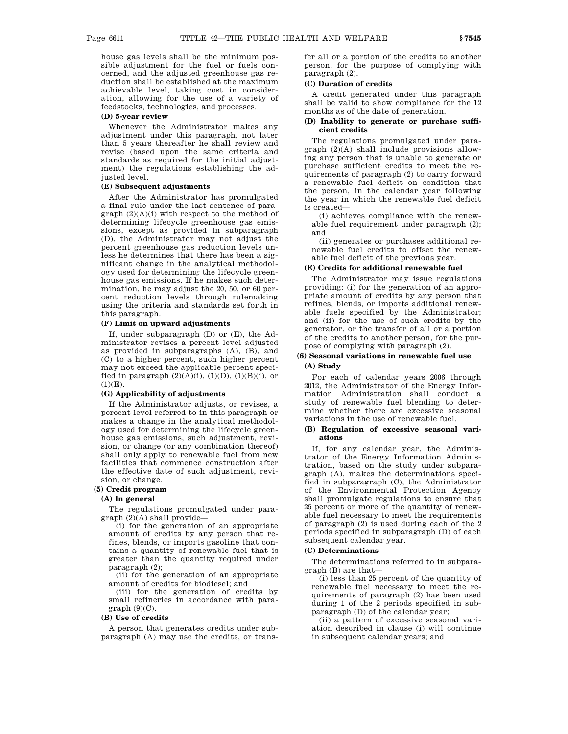house gas levels shall be the minimum possible adjustment for the fuel or fuels concerned, and the adjusted greenhouse gas reduction shall be established at the maximum achievable level, taking cost in consideration, allowing for the use of a variety of feedstocks, technologies, and processes.

**(D) 5-year review**

Whenever the Administrator makes any adjustment under this paragraph, not later than 5 years thereafter he shall review and revise (based upon the same criteria and standards as required for the initial adjustment) the regulations establishing the adjusted level.

**(E) Subsequent adjustments**

After the Administrator has promulgated a final rule under the last sentence of paragraph (2)(A)(i) with respect to the method of determining lifecycle greenhouse gas emissions, except as provided in subparagraph (D), the Administrator may not adjust the percent greenhouse gas reduction levels unless he determines that there has been a significant change in the analytical methodology used for determining the lifecycle greenhouse gas emissions. If he makes such determination, he may adjust the 20, 50, or 60 percent reduction levels through rulemaking using the criteria and standards set forth in this paragraph.

**(F) Limit on upward adjustments**

If, under subparagraph (D) or (E), the Administrator revises a percent level adjusted as provided in subparagraphs (A), (B), and (C) to a higher percent, such higher percent may not exceed the applicable percent specified in paragraph (2)(A)(i), (1)(D), (1)(B)(i), or (1)(E).

**(G) Applicability of adjustments**

If the Administrator adjusts, or revises, a percent level referred to in this paragraph or makes a change in the analytical methodology used for determining the lifecycle greenhouse gas emissions, such adjustment, revision, or change (or any combination thereof) shall only apply to renewable fuel from new facilities that commence construction after the effective date of such adjustment, revision, or change.

**(5) Credit program**

**(A) In general**

The regulations promulgated under paragraph (2)(A) shall provide—

(i) for the generation of an appropriate amount of credits by any person that refines, blends, or imports gasoline that contains a quantity of renewable fuel that is greater than the quantity required under paragraph (2);

(ii) for the generation of an appropriate amount of credits for biodiesel; and

(iii) for the generation of credits by small refineries in accordance with paragraph (9)(C).

**(B) Use of credits**

A person that generates credits under subparagraph (A) may use the credits, or transfer all or a portion of the credits to another person, for the purpose of complying with paragraph (2).

**(C) Duration of credits**

A credit generated under this paragraph shall be valid to show compliance for the 12 months as of the date of generation.

**(D) Inability to generate or purchase sufficient credits**

The regulations promulgated under paragraph (2)(A) shall include provisions allowing any person that is unable to generate or purchase sufficient credits to meet the requirements of paragraph (2) to carry forward a renewable fuel deficit on condition that the person, in the calendar year following the year in which the renewable fuel deficit is created—

(i) achieves compliance with the renewable fuel requirement under paragraph (2); and

(ii) generates or purchases additional renewable fuel credits to offset the renewable fuel deficit of the previous year.

**(E) Credits for additional renewable fuel**

The Administrator may issue regulations providing: (i) for the generation of an appropriate amount of credits by any person that refines, blends, or imports additional renewable fuels specified by the Administrator; and (ii) for the use of such credits by the generator, or the transfer of all or a portion of the credits to another person, for the purpose of complying with paragraph (2).

**(6) Seasonal variations in renewable fuel use**

**(A) Study**

For each of calendar years 2006 through 2012, the Administrator of the Energy Information Administration shall conduct a study of renewable fuel blending to determine whether there are excessive seasonal variations in the use of renewable fuel.

**(B) Regulation of excessive seasonal variations**

If, for any calendar year, the Administrator of the Energy Information Administration, based on the study under subparagraph (A), makes the determinations specified in subparagraph (C), the Administrator of the Environmental Protection Agency shall promulgate regulations to ensure that 25 percent or more of the quantity of renewable fuel necessary to meet the requirements of paragraph (2) is used during each of the 2 periods specified in subparagraph (D) of each subsequent calendar year.

**(C) Determinations**

The determinations referred to in subparagraph (B) are that—

(i) less than 25 percent of the quantity of renewable fuel necessary to meet the requirements of paragraph (2) has been used during 1 of the 2 periods specified in subparagraph (D) of the calendar year;

(ii) a pattern of excessive seasonal variation described in clause (i) will continue in subsequent calendar years; and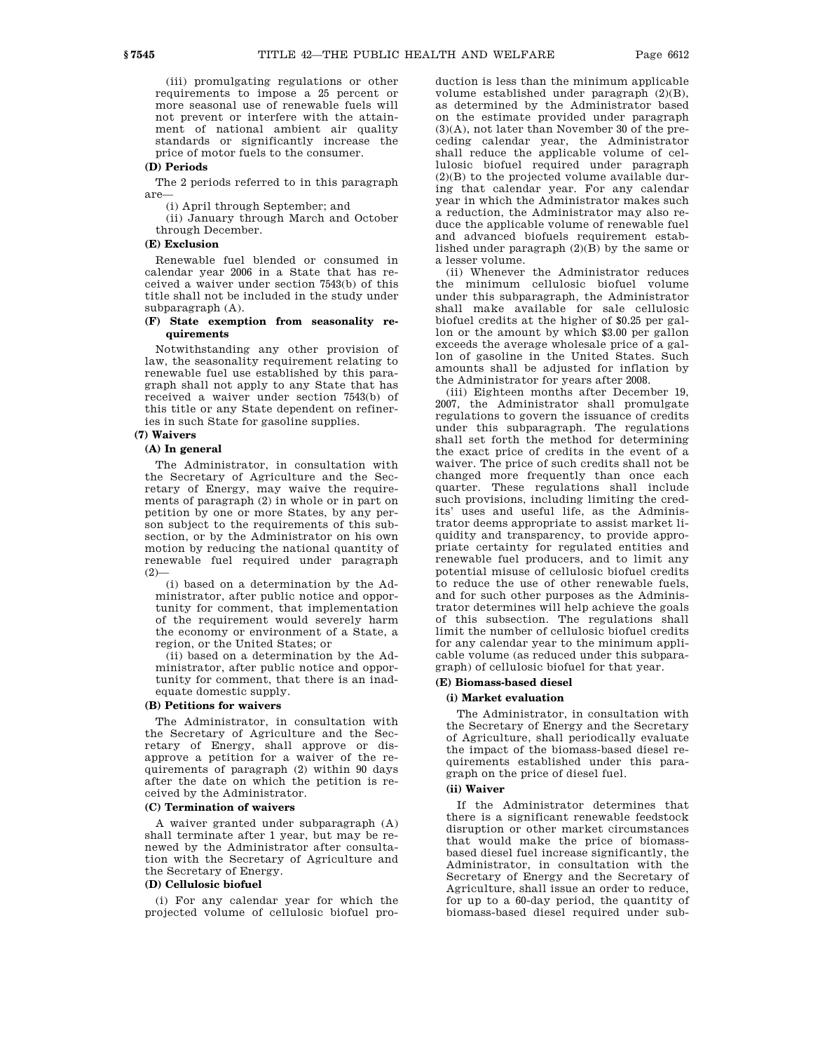(iii) promulgating regulations or other requirements to impose a 25 percent or more seasonal use of renewable fuels will not prevent or interfere with the attainment of national ambient air quality standards or significantly increase the price of motor fuels to the consumer.

**(D) Periods**

The 2 periods referred to in this paragraph are—

(i) April through September; and

(ii) January through March and October through December.

**(E) Exclusion**

Renewable fuel blended or consumed in calendar year 2006 in a State that has received a waiver under section 7543(b) of this title shall not be included in the study under subparagraph (A).

**(F) State exemption from seasonality requirements**

Notwithstanding any other provision of law, the seasonality requirement relating to renewable fuel use established by this paragraph shall not apply to any State that has received a waiver under section 7543(b) of this title or any State dependent on refineries in such State for gasoline supplies.

**(7) Waivers**

**(A) In general**

The Administrator, in consultation with the Secretary of Agriculture and the Secretary of Energy, may waive the requirements of paragraph (2) in whole or in part on petition by one or more States, by any person subject to the requirements of this subsection, or by the Administrator on his own motion by reducing the national quantity of renewable fuel required under paragraph (2)—

(i) based on a determination by the Administrator, after public notice and opportunity for comment, that implementation of the requirement would severely harm the economy or environment of a State, a region, or the United States; or

(ii) based on a determination by the Administrator, after public notice and opportunity for comment, that there is an inadequate domestic supply.

**(B) Petitions for waivers**

The Administrator, in consultation with the Secretary of Agriculture and the Secretary of Energy, shall approve or disapprove a petition for a waiver of the requirements of paragraph (2) within 90 days after the date on which the petition is received by the Administrator.

**(C) Termination of waivers**

A waiver granted under subparagraph (A) shall terminate after 1 year, but may be renewed by the Administrator after consultation with the Secretary of Agriculture and the Secretary of Energy.

**(D) Cellulosic biofuel**

(i) For any calendar year for which the projected volume of cellulosic biofuel production is less than the minimum applicable volume established under paragraph (2)(B), as determined by the Administrator based on the estimate provided under paragraph (3)(A), not later than November 30 of the preceding calendar year, the Administrator shall reduce the applicable volume of cellulosic biofuel required under paragraph (2)(B) to the projected volume available during that calendar year. For any calendar year in which the Administrator makes such a reduction, the Administrator may also reduce the applicable volume of renewable fuel and advanced biofuels requirement established under paragraph (2)(B) by the same or a lesser volume.

(ii) Whenever the Administrator reduces the minimum cellulosic biofuel volume under this subparagraph, the Administrator shall make available for sale cellulosic biofuel credits at the higher of $0.25 per gallon or the amount by which $3.00 per gallon exceeds the average wholesale price of a gallon of gasoline in the United States. Such amounts shall be adjusted for inflation by the Administrator for years after 2008.

(iii) Eighteen months after December 19, 2007, the Administrator shall promulgate regulations to govern the issuance of credits under this subparagraph. The regulations shall set forth the method for determining the exact price of credits in the event of a waiver. The price of such credits shall not be changed more frequently than once each quarter. These regulations shall include such provisions, including limiting the credits' uses and useful life, as the Administrator deems appropriate to assist market liquidity and transparency, to provide appropriate certainty for regulated entities and renewable fuel producers, and to limit any potential misuse of cellulosic biofuel credits to reduce the use of other renewable fuels, and for such other purposes as the Administrator determines will help achieve the goals of this subsection. The regulations shall limit the number of cellulosic biofuel credits for any calendar year to the minimum applicable volume (as reduced under this subparagraph) of cellulosic biofuel for that year.

**(E) Biomass-based diesel**

**(i) Market evaluation**

The Administrator, in consultation with the Secretary of Energy and the Secretary of Agriculture, shall periodically evaluate the impact of the biomass-based diesel requirements established under this paragraph on the price of diesel fuel.

**(ii) Waiver**

If the Administrator determines that there is a significant renewable feedstock disruption or other market circumstances that would make the price of biomass-based diesel fuel increase significantly, the Administrator, in consultation with the Secretary of Energy and the Secretary of Agriculture, shall issue an order to reduce, for up to a 60-day period, the quantity of biomass-based diesel required under sub-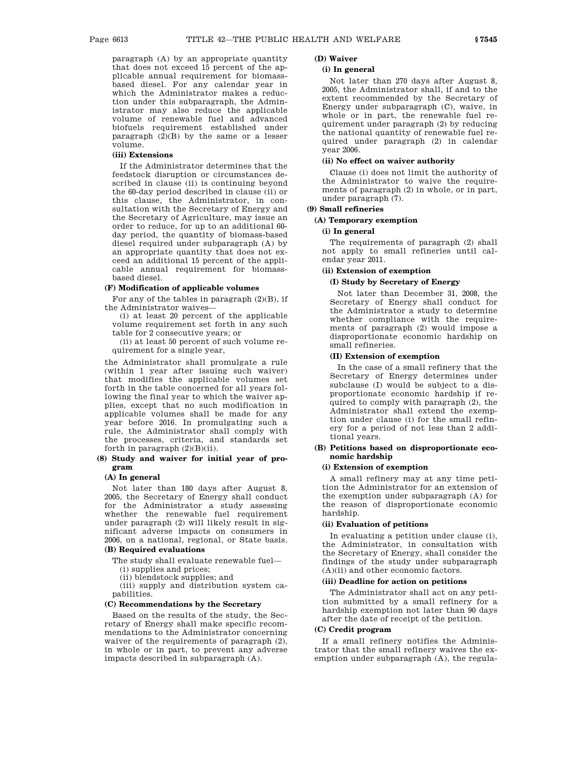paragraph (A) by an appropriate quantity that does not exceed 15 percent of the applicable annual requirement for biomass-based diesel. For any calendar year in which the Administrator makes a reduction under this subparagraph, the Administrator may also reduce the applicable volume of renewable fuel and advanced biofuels requirement established under paragraph (2)(B) by the same or a lesser volume.

**(iii) Extensions**

If the Administrator determines that the feedstock disruption or circumstances described in clause (ii) is continuing beyond the 60-day period described in clause (ii) or this clause, the Administrator, in consultation with the Secretary of Energy and the Secretary of Agriculture, may issue an order to reduce, for up to an additional 60-day period, the quantity of biomass-based diesel required under subparagraph (A) by an appropriate quantity that does not exceed an additional 15 percent of the applicable annual requirement for biomass-based diesel.

**(F) Modification of applicable volumes**

For any of the tables in paragraph (2)(B), if the Administrator waives—

(i) at least 20 percent of the applicable volume requirement set forth in any such table for 2 consecutive years; or

(ii) at least 50 percent of such volume requirement for a single year,

the Administrator shall promulgate a rule (within 1 year after issuing such waiver) that modifies the applicable volumes set forth in the table concerned for all years following the final year to which the waiver applies, except that no such modification in applicable volumes shall be made for any year before 2016. In promulgating such a rule, the Administrator shall comply with the processes, criteria, and standards set forth in paragraph (2)(B)(ii).

**(8) Study and waiver for initial year of program**

**(A) In general**

Not later than 180 days after August 8, 2005, the Secretary of Energy shall conduct for the Administrator a study assessing whether the renewable fuel requirement under paragraph (2) will likely result in significant adverse impacts on consumers in 2006, on a national, regional, or State basis.

**(B) Required evaluations**

The study shall evaluate renewable fuel—

(i) supplies and prices;

(ii) blendstock supplies; and

(iii) supply and distribution system capabilities.

**(C) Recommendations by the Secretary**

Based on the results of the study, the Secretary of Energy shall make specific recommendations to the Administrator concerning waiver of the requirements of paragraph (2), in whole or in part, to prevent any adverse impacts described in subparagraph (A).

**(D) Waiver**

**(i) In general**

Not later than 270 days after August 8, 2005, the Administrator shall, if and to the extent recommended by the Secretary of Energy under subparagraph (C), waive, in whole or in part, the renewable fuel requirement under paragraph (2) by reducing the national quantity of renewable fuel required under paragraph (2) in calendar year 2006.

**(ii) No effect on waiver authority**

Clause (i) does not limit the authority of the Administrator to waive the requirements of paragraph (2) in whole, or in part, under paragraph (7).

**(9) Small refineries**

**(A) Temporary exemption**

**(i) In general**

The requirements of paragraph (2) shall not apply to small refineries until calendar year 2011.

**(ii) Extension of exemption**

**(I) Study by Secretary of Energy**

Not later than December 31, 2008, the Secretary of Energy shall conduct for the Administrator a study to determine whether compliance with the requirements of paragraph (2) would impose a disproportionate economic hardship on small refineries.

**(II) Extension of exemption**

In the case of a small refinery that the Secretary of Energy determines under subclause (I) would be subject to a disproportionate economic hardship if required to comply with paragraph (2), the Administrator shall extend the exemption under clause (i) for the small refinery for a period of not less than 2 additional years.

**(B) Petitions based on disproportionate economic hardship**

**(i) Extension of exemption**

A small refinery may at any time petition the Administrator for an extension of the exemption under subparagraph (A) for the reason of disproportionate economic hardship.

**(ii) Evaluation of petitions**

In evaluating a petition under clause (i), the Administrator, in consultation with the Secretary of Energy, shall consider the findings of the study under subparagraph (A)(ii) and other economic factors.

**(iii) Deadline for action on petitions**

The Administrator shall act on any petition submitted by a small refinery for a hardship exemption not later than 90 days after the date of receipt of the petition.

**(C) Credit program**

If a small refinery notifies the Administrator that the small refinery waives the exemption under subparagraph (A), the regula-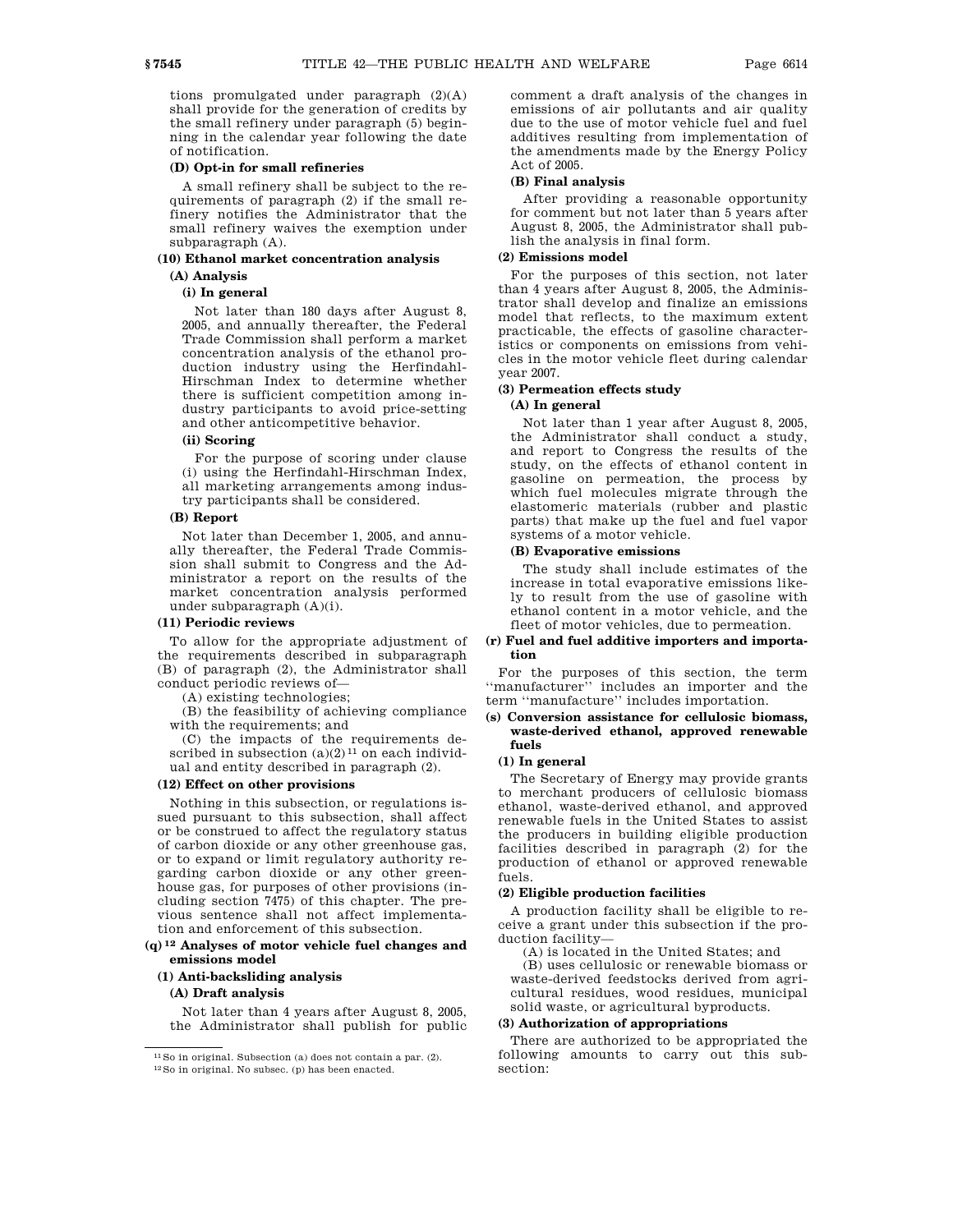tions promulgated under paragraph (2)(A) shall provide for the generation of credits by the small refinery under paragraph (5) beginning in the calendar year following the date of notification.

**(D) Opt-in for small refineries**

A small refinery shall be subject to the requirements of paragraph (2) if the small refinery notifies the Administrator that the small refinery waives the exemption under subparagraph (A).

**(10) Ethanol market concentration analysis**

**(A) Analysis**

**(i) In general**

Not later than 180 days after August 8, 2005, and annually thereafter, the Federal Trade Commission shall perform a market concentration analysis of the ethanol production industry using the Herfindahl-Hirschman Index to determine whether there is sufficient competition among industry participants to avoid price-setting and other anticompetitive behavior.

**(ii) Scoring**

For the purpose of scoring under clause (i) using the Herfindahl-Hirschman Index, all marketing arrangements among industry participants shall be considered.

**(B) Report**

Not later than December 1, 2005, and annually thereafter, the Federal Trade Commission shall submit to Congress and the Administrator a report on the results of the market concentration analysis performed under subparagraph (A)(i).

**(11) Periodic reviews**

To allow for the appropriate adjustment of the requirements described in subparagraph (B) of paragraph (2), the Administrator shall conduct periodic reviews of—

(A) existing technologies;

(B) the feasibility of achieving compliance with the requirements; and

(C) the impacts of the requirements described in subsection (a)(2)[11] on each individual and entity described in paragraph (2).

**(12) Effect on other provisions**

Nothing in this subsection, or regulations issued pursuant to this subsection, shall affect or be construed to affect the regulatory status of carbon dioxide or any other greenhouse gas, or to expand or limit regulatory authority regarding carbon dioxide or any other greenhouse gas, for purposes of other provisions (including section 7475) of this chapter. The previous sentence shall not affect implementation and enforcement of this subsection.

**(q)[12] Analyses of motor vehicle fuel changes and emissions model**

**(1) Anti-backsliding analysis**

**(A) Draft analysis**

Not later than 4 years after August 8, 2005, the Administrator shall publish for public comment a draft analysis of the changes in emissions of air pollutants and air quality due to the use of motor vehicle fuel and fuel additives resulting from implementation of the amendments made by the Energy Policy Act of 2005.

**(B) Final analysis**

After providing a reasonable opportunity for comment but not later than 5 years after August 8, 2005, the Administrator shall publish the analysis in final form.

**(2) Emissions model**

For the purposes of this section, not later than 4 years after August 8, 2005, the Administrator shall develop and finalize an emissions model that reflects, to the maximum extent practicable, the effects of gasoline characteristics or components on emissions from vehicles in the motor vehicle fleet during calendar year 2007.

**(3) Permeation effects study**

**(A) In general**

Not later than 1 year after August 8, 2005, the Administrator shall conduct a study, and report to Congress the results of the study, on the effects of ethanol content in gasoline on permeation, the process by which fuel molecules migrate through the elastomeric materials (rubber and plastic parts) that make up the fuel and fuel vapor systems of a motor vehicle.

**(B) Evaporative emissions**

The study shall include estimates of the increase in total evaporative emissions likely to result from the use of gasoline with ethanol content in a motor vehicle, and the fleet of motor vehicles, due to permeation.

**(r) Fuel and fuel additive importers and importation**

For the purposes of this section, the term ''manufacturer'' includes an importer and the term ''manufacture'' includes importation.

**(s) Conversion assistance for cellulosic biomass, waste-derived ethanol, approved renewable fuels**

**(1) In general**

The Secretary of Energy may provide grants to merchant producers of cellulosic biomass ethanol, waste-derived ethanol, and approved renewable fuels in the United States to assist the producers in building eligible production facilities described in paragraph (2) for the production of ethanol or approved renewable fuels.

**(2) Eligible production facilities**

A production facility shall be eligible to receive a grant under this subsection if the production facility—

(A) is located in the United States; and

(B) uses cellulosic or renewable biomass or waste-derived feedstocks derived from agricultural residues, wood residues, municipal solid waste, or agricultural byproducts.

**(3) Authorization of appropriations**

There are authorized to be appropriated the following amounts to carry out this subsection:

---

[11] So in original. Subsection (a) does not contain a par. (2).

[12] So in original. No subsec. (p) has been enacted.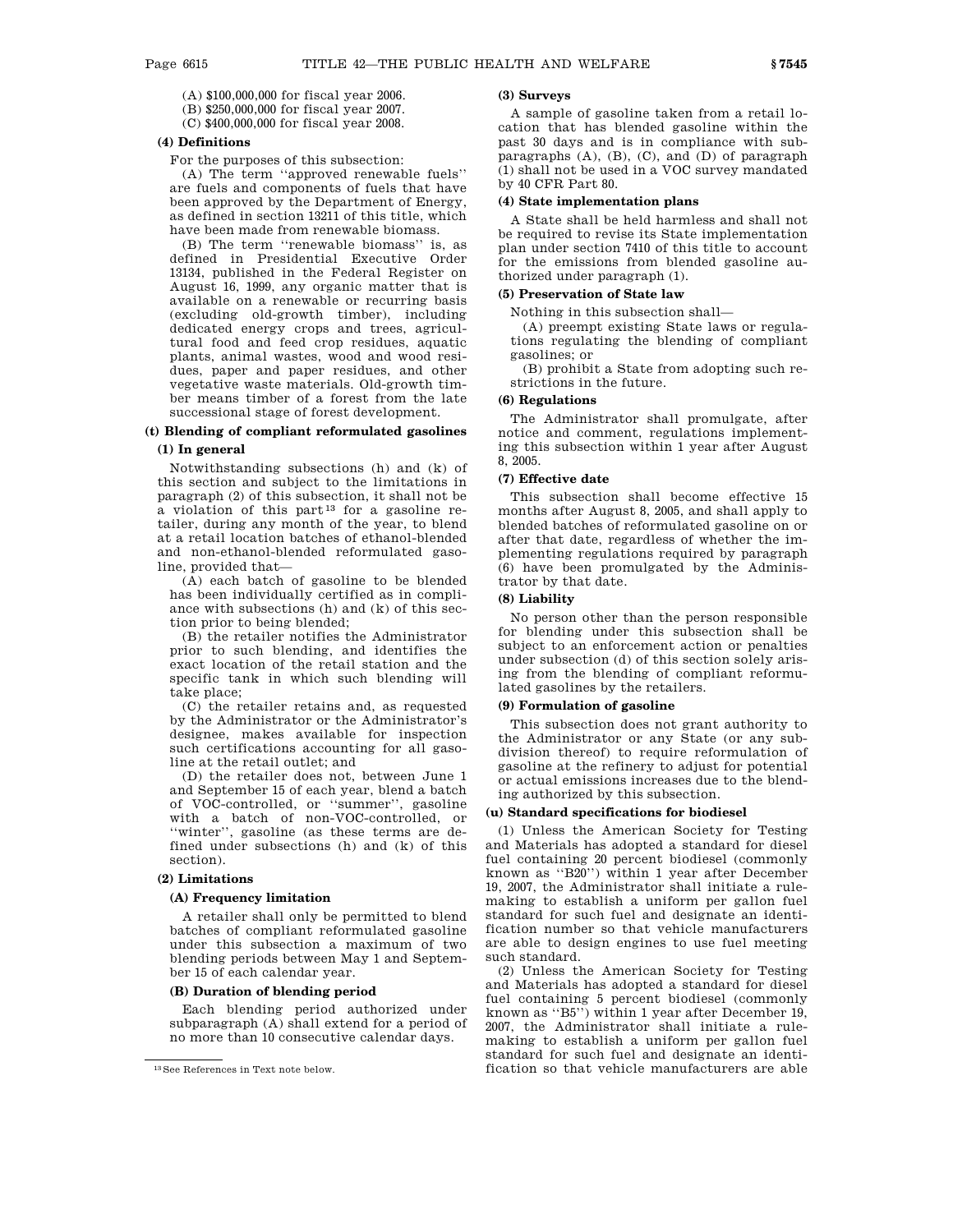(A) $100,000,000 for fiscal year 2006.

(B) $250,000,000 for fiscal year 2007.

(C) $400,000,000 for fiscal year 2008.

**(4) Definitions**

For the purposes of this subsection:

(A) The term ''approved renewable fuels'' are fuels and components of fuels that have been approved by the Department of Energy, as defined in section 13211 of this title, which have been made from renewable biomass.

(B) The term ''renewable biomass'' is, as defined in Presidential Executive Order 13134, published in the Federal Register on August 16, 1999, any organic matter that is available on a renewable or recurring basis (excluding old-growth timber), including dedicated energy crops and trees, agricultural food and feed crop residues, aquatic plants, animal wastes, wood and wood residues, paper and paper residues, and other vegetative waste materials. Old-growth timber means timber of a forest from the late successional stage of forest development.

### (t) Blending of compliant reformulated gasolines

**(1) In general**

Notwithstanding subsections (h) and (k) of this section and subject to the limitations in paragraph (2) of this subsection, it shall not be a violation of this part[13] for a gasoline retailer, during any month of the year, to blend at a retail location batches of ethanol-blended and non-ethanol-blended reformulated gasoline, provided that—

(A) each batch of gasoline to be blended has been individually certified as in compliance with subsections (h) and (k) of this section prior to being blended;

(B) the retailer notifies the Administrator prior to such blending, and identifies the exact location of the retail station and the specific tank in which such blending will take place;

(C) the retailer retains and, as requested by the Administrator or the Administrator's designee, makes available for inspection such certifications accounting for all gasoline at the retail outlet; and

(D) the retailer does not, between June 1 and September 15 of each year, blend a batch of VOC-controlled, or ''summer'', gasoline with a batch of non-VOC-controlled, or ''winter'', gasoline (as these terms are defined under subsections (h) and (k) of this section).

**(2) Limitations**

**(A) Frequency limitation**

A retailer shall only be permitted to blend batches of compliant reformulated gasoline under this subsection a maximum of two blending periods between May 1 and September 15 of each calendar year.

**(B) Duration of blending period**

Each blending period authorized under subparagraph (A) shall extend for a period of no more than 10 consecutive calendar days.

[13] See References in Text note below.

**(3) Surveys**

A sample of gasoline taken from a retail location that has blended gasoline within the past 30 days and is in compliance with subparagraphs (A), (B), (C), and (D) of paragraph (1) shall not be used in a VOC survey mandated by 40 CFR Part 80.

**(4) State implementation plans**

A State shall be held harmless and shall not be required to revise its State implementation plan under section 7410 of this title to account for the emissions from blended gasoline authorized under paragraph (1).

**(5) Preservation of State law**

Nothing in this subsection shall—

(A) preempt existing State laws or regulations regulating the blending of compliant gasolines; or

(B) prohibit a State from adopting such restrictions in the future.

**(6) Regulations**

The Administrator shall promulgate, after notice and comment, regulations implementing this subsection within 1 year after August 8, 2005.

**(7) Effective date**

This subsection shall become effective 15 months after August 8, 2005, and shall apply to blended batches of reformulated gasoline on or after that date, regardless of whether the implementing regulations required by paragraph (6) have been promulgated by the Administrator by that date.

**(8) Liability**

No person other than the person responsible for blending under this subsection shall be subject to an enforcement action or penalties under subsection (d) of this section solely arising from the blending of compliant reformulated gasolines by the retailers.

**(9) Formulation of gasoline**

This subsection does not grant authority to the Administrator or any State (or any subdivision thereof) to require reformulation of gasoline at the refinery to adjust for potential or actual emissions increases due to the blending authorized by this subsection.

### (u) Standard specifications for biodiesel

(1) Unless the American Society for Testing and Materials has adopted a standard for diesel fuel containing 20 percent biodiesel (commonly known as ''B20'') within 1 year after December 19, 2007, the Administrator shall initiate a rulemaking to establish a uniform per gallon fuel standard for such fuel and designate an identification number so that vehicle manufacturers are able to design engines to use fuel meeting such standard.

(2) Unless the American Society for Testing and Materials has adopted a standard for diesel fuel containing 5 percent biodiesel (commonly known as ''B5'') within 1 year after December 19, 2007, the Administrator shall initiate a rulemaking to establish a uniform per gallon fuel standard for such fuel and designate an identification so that vehicle manufacturers are able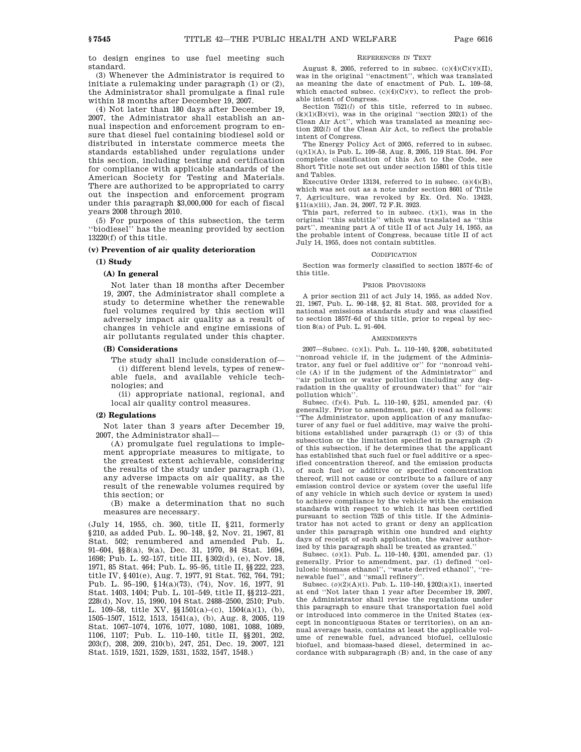to design engines to use fuel meeting such standard.

(3) Whenever the Administrator is required to initiate a rulemaking under paragraph (1) or (2), the Administrator shall promulgate a final rule within 18 months after December 19, 2007.

(4) Not later than 180 days after December 19, 2007, the Administrator shall establish an annual inspection and enforcement program to ensure that diesel fuel containing biodiesel sold or distributed in interstate commerce meets the standards established under regulations under this section, including testing and certification for compliance with applicable standards of the American Society for Testing and Materials. There are authorized to be appropriated to carry out the inspection and enforcement program under this paragraph $3,000,000 for each of fiscal years 2008 through 2010.

(5) For purposes of this subsection, the term ''biodiesel'' has the meaning provided by section 13220(f) of this title.

**(v) Prevention of air quality deterioration**

**(1) Study**

**(A) In general**

Not later than 18 months after December 19, 2007, the Administrator shall complete a study to determine whether the renewable fuel volumes required by this section will adversely impact air quality as a result of changes in vehicle and engine emissions of air pollutants regulated under this chapter.

**(B) Considerations**

The study shall include consideration of—

(i) different blend levels, types of renewable fuels, and available vehicle technologies; and

(ii) appropriate national, regional, and local air quality control measures.

**(2) Regulations**

Not later than 3 years after December 19, 2007, the Administrator shall—

(A) promulgate fuel regulations to implement appropriate measures to mitigate, to the greatest extent achievable, considering the results of the study under paragraph (1), any adverse impacts on air quality, as the result of the renewable volumes required by this section; or

(B) make a determination that no such measures are necessary.

(July 14, 1955, ch. 360, title II, §211, formerly §210, as added Pub. L. 90–148, §2, Nov. 21, 1967, 81 Stat. 502; renumbered and amended Pub. L. 91–604, §§8(a), 9(a), Dec. 31, 1970, 84 Stat. 1694, 1698; Pub. L. 92–157, title III, §302(d), (e), Nov. 18, 1971, 85 Stat. 464; Pub. L. 95–95, title II, §§222, 223, title IV, §401(e), Aug. 7, 1977, 91 Stat. 762, 764, 791; Pub. L. 95–190, §14(a)(73), (74), Nov. 16, 1977, 91 Stat. 1403, 1404; Pub. L. 101–549, title II, §§212–221, 228(d), Nov. 15, 1990, 104 Stat. 2488–2500, 2510; Pub. L. 109–58, title XV, §§1501(a)–(c), 1504(a)(1), (b), 1505–1507, 1512, 1513, 1541(a), (b), Aug. 8, 2005, 119 Stat. 1067–1074, 1076, 1077, 1080, 1081, 1088, 1089, 1106, 1107; Pub. L. 110–140, title II, §§201, 202, 203(f), 208, 209, 210(b), 247, 251, Dec. 19, 2007, 121 Stat. 1519, 1521, 1529, 1531, 1532, 1547, 1548.)

REFERENCES IN TEXT

August 8, 2005, referred to in subsec. (c)(4)(C)(v)(II), was in the original ''enactment'', which was translated as meaning the date of enactment of Pub. L. 109–58, which enacted subsec. (c)(4)(C)(v), to reflect the probable intent of Congress.

Section 7521(*l*) of this title, referred to in subsec. (k)(1)(B)(vi), was in the original ''section 202(1) of the Clean Air Act'', which was translated as meaning section 202(*l*) of the Clean Air Act, to reflect the probable intent of Congress.

The Energy Policy Act of 2005, referred to in subsec. (q)(1)(A), is Pub. L. 109–58, Aug. 8, 2005, 119 Stat. 594. For complete classification of this Act to the Code, see Short Title note set out under section 15801 of this title and Tables.

Executive Order 13134, referred to in subsec. (s)(4)(B), which was set out as a note under section 8601 of Title 7, Agriculture, was revoked by Ex. Ord. No. 13423, §11(a)(iii), Jan. 24, 2007, 72 F.R. 3923.

This part, referred to in subsec. (t)(1), was in the original ''this subtitle'' which was translated as ''this part'', meaning part A of title II of act July 14, 1955, as the probable intent of Congress, because title II of act July 14, 1955, does not contain subtitles.

CODIFICATION

Section was formerly classified to section 1857f–6c of this title.

PRIOR PROVISIONS

A prior section 211 of act July 14, 1955, as added Nov. 21, 1967, Pub. L. 90–148, §2, 81 Stat. 503, provided for a national emissions standards study and was classified to section 1857f–6d of this title, prior to repeal by section 8(a) of Pub. L. 91–604.

AMENDMENTS

2007—Subsec. (c)(1). Pub. L. 110–140, §208, substituted ''nonroad vehicle if, in the judgment of the Administrator, any fuel or fuel additive or'' for ''nonroad vehicle (A) if in the judgment of the Administrator'' and ''air pollution or water pollution (including any degradation in the quality of groundwater) that'' for ''air pollution which''.

Subsec. (f)(4). Pub. L. 110–140, §251, amended par. (4) generally. Prior to amendment, par. (4) read as follows: ''The Administrator, upon application of any manufacturer of any fuel or fuel additive, may waive the prohibitions established under paragraph (1) or (3) of this subsection or the limitation specified in paragraph (2) of this subsection, if he determines that the applicant has established that such fuel or fuel additive or a specified concentration thereof, and the emission products of such fuel or additive or specified concentration thereof, will not cause or contribute to a failure of any emission control device or system (over the useful life of any vehicle in which such device or system is used) to achieve compliance by the vehicle with the emission standards with respect to which it has been certified pursuant to section 7525 of this title. If the Administrator has not acted to grant or deny an application under this paragraph within one hundred and eighty days of receipt of such application, the waiver authorized by this paragraph shall be treated as granted.''

Subsec. (*o*)(1). Pub. L. 110–140, §201, amended par. (1) generally. Prior to amendment, par. (1) defined ''cellulosic biomass ethanol'', ''waste derived ethanol'', ''renewable fuel'', and ''small refinery''.

Subsec. (*o*)(2)(A)(i). Pub. L. 110–140, §202(a)(1), inserted at end ''Not later than 1 year after December 19, 2007, the Administrator shall revise the regulations under this paragraph to ensure that transportation fuel sold or introduced into commerce in the United States (except in noncontiguous States or territories), on an annual average basis, contains at least the applicable volume of renewable fuel, advanced biofuel, cellulosic biofuel, and biomass-based diesel, determined in accordance with subparagraph (B) and, in the case of any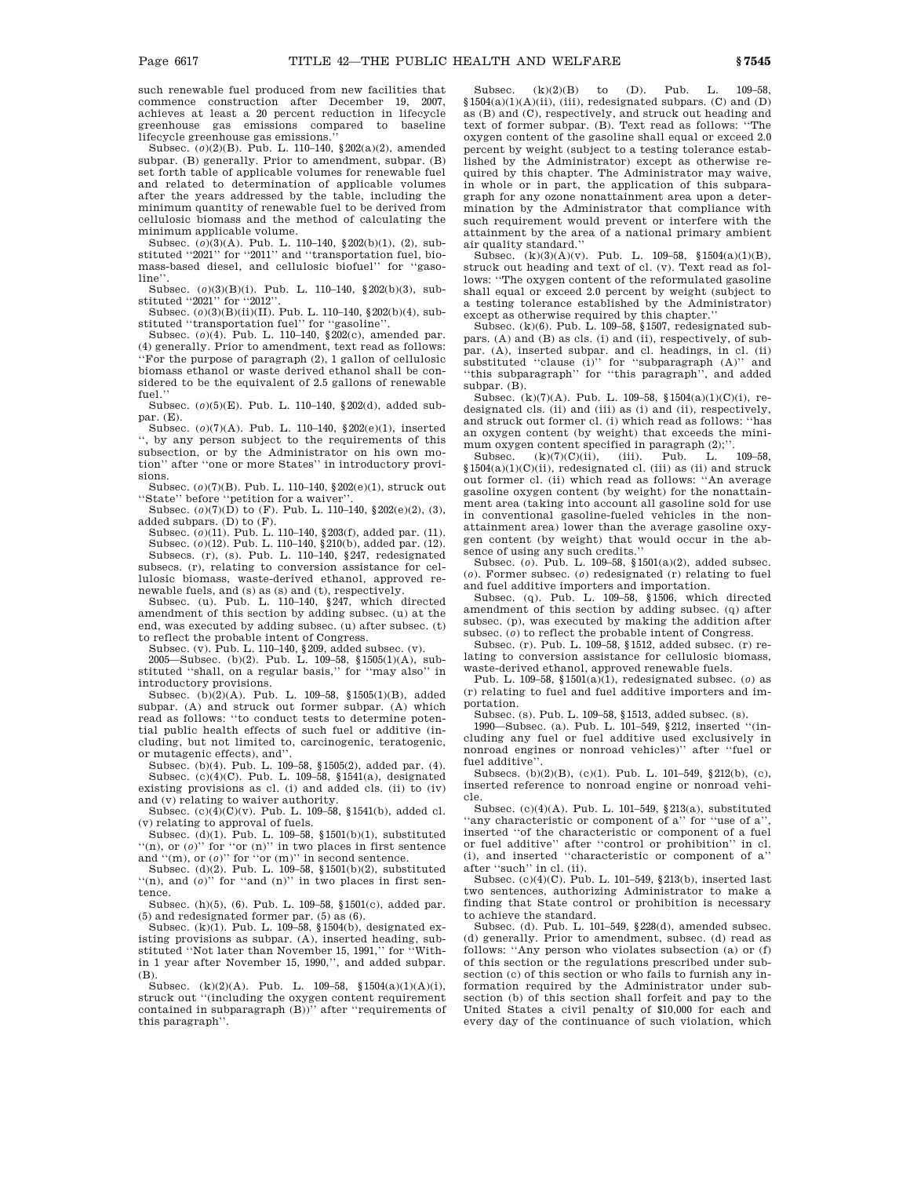such renewable fuel produced from new facilities that commence construction after December 19, 2007, achieves at least a 20 percent reduction in lifecycle greenhouse gas emissions compared to baseline lifecycle greenhouse gas emissions.''

Subsec. (*o*)(2)(B). Pub. L. 110–140, §202(a)(2), amended subpar. (B) generally. Prior to amendment, subpar. (B) set forth table of applicable volumes for renewable fuel and related to determination of applicable volumes after the years addressed by the table, including the minimum quantity of renewable fuel to be derived from cellulosic biomass and the method of calculating the minimum applicable volume.

Subsec. (*o*)(3)(A). Pub. L. 110–140, §202(b)(1), (2), substituted ''2021'' for ''2011'' and ''transportation fuel, biomass-based diesel, and cellulosic biofuel'' for ''gasoline''.

Subsec. (*o*)(3)(B)(i). Pub. L. 110–140, §202(b)(3), substituted ''2021'' for ''2012''.

Subsec. (*o*)(3)(B)(ii)(II). Pub. L. 110–140, §202(b)(4), substituted ''transportation fuel'' for ''gasoline''.

Subsec. (*o*)(4). Pub. L. 110–140, §202(c), amended par. (4) generally. Prior to amendment, text read as follows: ''For the purpose of paragraph (2), 1 gallon of cellulosic biomass ethanol or waste derived ethanol shall be considered to be the equivalent of 2.5 gallons of renewable fuel.''

Subsec. (*o*)(5)(E). Pub. L. 110–140, §202(d), added subpar. (E).

Subsec. (*o*)(7)(A). Pub. L. 110–140, §202(e)(1), inserted '', by any person subject to the requirements of this subsection, or by the Administrator on his own motion'' after ''one or more States'' in introductory provisions.

Subsec. (*o*)(7)(B). Pub. L. 110–140, §202(e)(1), struck out ''State'' before ''petition for a waiver''.

Subsec. (*o*)(7)(D) to (F). Pub. L. 110–140, §202(e)(2), (3), added subpars. (D) to (F).

Subsec. (*o*)(11). Pub. L. 110–140, §203(f), added par. (11).

Subsec. (*o*)(12). Pub. L. 110–140, §210(b), added par. (12).

Subsecs. (r), (s). Pub. L. 110–140, §247, redesignated subsecs. (r), relating to conversion assistance for cellulosic biomass, waste-derived ethanol, approved renewable fuels, and (s) as (s) and (t), respectively.

Subsec. (u). Pub. L. 110–140, §247, which directed amendment of this section by adding subsec. (u) at the end, was executed by adding subsec. (u) after subsec. (t) to reflect the probable intent of Congress.

Subsec. (v). Pub. L. 110–140, §209, added subsec. (v).

2005—Subsec. (b)(2). Pub. L. 109–58, §1505(1)(A), substituted ''shall, on a regular basis,'' for ''may also'' in introductory provisions.

Subsec. (b)(2)(A). Pub. L. 109–58, §1505(1)(B), added subpar. (A) and struck out former subpar. (A) which read as follows: ''to conduct tests to determine potential public health effects of such fuel or additive (including, but not limited to, carcinogenic, teratogenic, or mutagenic effects), and''.

Subsec. (b)(4). Pub. L. 109–58, §1505(2), added par. (4).

Subsec. (c)(4)(C). Pub. L. 109–58, §1541(a), designated existing provisions as cl. (i) and added cls. (ii) to (iv) and (v) relating to waiver authority.

Subsec. (c)(4)(C)(v). Pub. L. 109–58, §1541(b), added cl. (v) relating to approval of fuels.

Subsec. (d)(1). Pub. L. 109–58, §1501(b)(1), substituted ''(n), or (*o*)'' for ''or (n)'' in two places in first sentence and ''(m), or (*o*)'' for ''or (m)'' in second sentence.

Subsec. (d)(2). Pub. L. 109–58, §1501(b)(2), substituted ''(n), and (*o*)'' for ''and (n)'' in two places in first sentence.

Subsec. (h)(5), (6). Pub. L. 109–58, §1501(c), added par. (5) and redesignated former par. (5) as (6).

Subsec. (k)(1). Pub. L. 109–58, §1504(b), designated existing provisions as subpar. (A), inserted heading, substituted ''Not later than November 15, 1991,'' for ''Within 1 year after November 15, 1990,'', and added subpar. (B).

Subsec. (k)(2)(A). Pub. L. 109–58, §1504(a)(1)(A)(i), struck out ''(including the oxygen content requirement contained in subparagraph (B))'' after ''requirements of this paragraph''.

Subsec. (k)(2)(B) to (D). Pub. L. 109–58, §1504(a)(1)(A)(ii), (iii), redesignated subpars. (C) and (D) as (B) and (C), respectively, and struck out heading and text of former subpar. (B). Text read as follows: ''The oxygen content of the gasoline shall equal or exceed 2.0 percent by weight (subject to a testing tolerance established by the Administrator) except as otherwise required by this chapter. The Administrator may waive, in whole or in part, the application of this subparagraph for any ozone nonattainment area upon a determination by the Administrator that compliance with such requirement would prevent or interfere with the attainment by the area of a national primary ambient air quality standard.''

Subsec. (k)(3)(A)(v). Pub. L. 109–58, §1504(a)(1)(B), struck out heading and text of cl. (v). Text read as follows: ''The oxygen content of the reformulated gasoline shall equal or exceed 2.0 percent by weight (subject to a testing tolerance established by the Administrator) except as otherwise required by this chapter.''

Subsec. (k)(6). Pub. L. 109–58, §1507, redesignated subpars. (A) and (B) as cls. (i) and (ii), respectively, of subpar. (A), inserted subpar. and cl. headings, in cl. (ii) substituted ''clause (i)'' for ''subparagraph (A)'' and ''this subparagraph'' for ''this paragraph'', and added subpar. (B).

Subsec. (k)(7)(A). Pub. L. 109–58, §1504(a)(1)(C)(i), redesignated cls. (ii) and (iii) as (i) and (ii), respectively, and struck out former cl. (i) which read as follows: ''has an oxygen content (by weight) that exceeds the minimum oxygen content specified in paragraph (2);''.

Subsec. (k)(7)(C)(ii), (iii). Pub. L. 109–58, §1504(a)(1)(C)(ii), redesignated cl. (iii) as (ii) and struck out former cl. (ii) which read as follows: ''An average gasoline oxygen content (by weight) for the nonattainment area (taking into account all gasoline sold for use in conventional gasoline-fueled vehicles in the nonattainment area) lower than the average gasoline oxygen content (by weight) that would occur in the absence of using any such credits.''

Subsec. (*o*). Pub. L. 109–58, §1501(a)(2), added subsec. (*o*). Former subsec. (*o*) redesignated (r) relating to fuel and fuel additive importers and importation.

Subsec. (q). Pub. L. 109–58, §1506, which directed amendment of this section by adding subsec. (q) after subsec. (p), was executed by making the addition after subsec. (*o*) to reflect the probable intent of Congress.

Subsec. (r). Pub. L. 109–58, §1512, added subsec. (r) relating to conversion assistance for cellulosic biomass, waste-derived ethanol, approved renewable fuels.

Pub. L. 109–58, §1501(a)(1), redesignated subsec. (*o*) as (r) relating to fuel and fuel additive importers and importation.

Subsec. (s). Pub. L. 109–58, §1513, added subsec. (s).

1990—Subsec. (a). Pub. L. 101–549, §212, inserted ''(including any fuel or fuel additive used exclusively in nonroad engines or nonroad vehicles)'' after ''fuel or fuel additive''.

Subsecs. (b)(2)(B), (c)(1). Pub. L. 101–549, §212(b), (c), inserted reference to nonroad engine or nonroad vehicle.

Subsec. (c)(4)(A). Pub. L. 101–549, §213(a), substituted ''any characteristic or component of a'' for ''use of a'', inserted ''of the characteristic or component of a fuel or fuel additive'' after ''control or prohibition'' in cl. (i), and inserted ''characteristic or component of a'' after ''such'' in cl. (ii).

Subsec. (c)(4)(C). Pub. L. 101–549, §213(b), inserted last two sentences, authorizing Administrator to make a finding that State control or prohibition is necessary to achieve the standard.

Subsec. (d). Pub. L. 101–549, §228(d), amended subsec. (d) generally. Prior to amendment, subsec. (d) read as follows: ''Any person who violates subsection (a) or (f) of this section or the regulations prescribed under subsection (c) of this section or who fails to furnish any information required by the Administrator under subsection (b) of this section shall forfeit and pay to the United States a civil penalty of $10,000 for each and every day of the continuance of such violation, which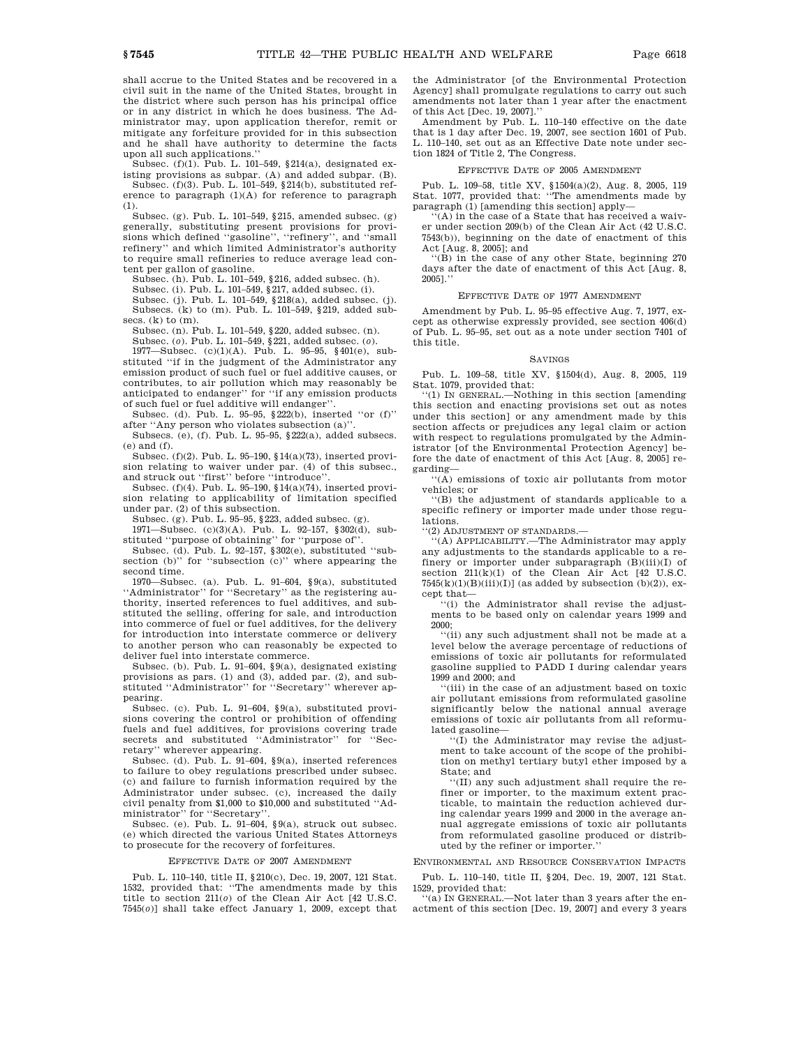shall accrue to the United States and be recovered in a civil suit in the name of the United States, brought in the district where such person has his principal office or in any district in which he does business. The Administrator may, upon application therefor, remit or mitigate any forfeiture provided for in this subsection and he shall have authority to determine the facts upon all such applications.''

Subsec. (f)(1). Pub. L. 101–549, §214(a), designated existing provisions as subpar. (A) and added subpar. (B).

Subsec. (f)(3). Pub. L. 101–549, §214(b), substituted reference to paragraph (1)(A) for reference to paragraph (1).

Subsec. (g). Pub. L. 101–549, §215, amended subsec. (g) generally, substituting present provisions for provisions which defined ''gasoline'', ''refinery'', and ''small refinery'' and which limited Administrator's authority to require small refineries to reduce average lead content per gallon of gasoline.

Subsec. (h). Pub. L. 101–549, §216, added subsec. (h).

Subsec. (i). Pub. L. 101–549, §217, added subsec. (i).

Subsec. (j). Pub. L. 101–549, §218(a), added subsec. (j).

Subsecs. (k) to (m). Pub. L. 101–549, §219, added subsecs. (k) to (m).

Subsec. (n). Pub. L. 101–549, §220, added subsec. (n).

Subsec. (*o*). Pub. L. 101–549, §221, added subsec. (*o*).

1977—Subsec. (c)(1)(A). Pub. L. 95–95, §401(e), substituted ''if in the judgment of the Administrator any emission product of such fuel or fuel additive causes, or contributes, to air pollution which may reasonably be anticipated to endanger'' for ''if any emission products of such fuel or fuel additive will endanger''.

Subsec. (d). Pub. L. 95–95, §222(b), inserted ''or (f)'' after ''Any person who violates subsection (a)''.

Subsecs. (e), (f). Pub. L. 95–95, §222(a), added subsecs. (e) and (f).

Subsec. (f)(2). Pub. L. 95–190, §14(a)(73), inserted provision relating to waiver under par. (4) of this subsec., and struck out ''first'' before ''introduce''.

Subsec. (f)(4). Pub. L. 95–190, §14(a)(74), inserted provision relating to applicability of limitation specified under par. (2) of this subsection.

Subsec. (g). Pub. L. 95–95, §223, added subsec. (g).

1971—Subsec. (c)(3)(A). Pub. L. 92–157, §302(d), substituted ''purpose of obtaining'' for ''purpose of''.

Subsec. (d). Pub. L. 92–157, §302(e), substituted ''subsection (b)'' for ''subsection (c)'' where appearing the second time.

1970—Subsec. (a). Pub. L. 91–604, §9(a), substituted ''Administrator'' for ''Secretary'' as the registering authority, inserted references to fuel additives, and substituted the selling, offering for sale, and introduction into commerce of fuel or fuel additives, for the delivery for introduction into interstate commerce or delivery to another person who can reasonably be expected to deliver fuel into interstate commerce.

Subsec. (b). Pub. L. 91–604, §9(a), designated existing provisions as pars. (1) and (3), added par. (2), and substituted ''Administrator'' for ''Secretary'' wherever appearing.

Subsec. (c). Pub. L. 91–604, §9(a), substituted provisions covering the control or prohibition of offending fuels and fuel additives, for provisions covering trade secrets and substituted ''Administrator'' for ''Secretary'' wherever appearing.

Subsec. (d). Pub. L. 91–604, §9(a), inserted references to failure to obey regulations prescribed under subsec. (c) and failure to furnish information required by the Administrator under subsec. (c), increased the daily civil penalty from $1,000 to $10,000 and substituted ''Administrator'' for ''Secretary''.

Subsec. (e). Pub. L. 91–604, §9(a), struck out subsec. (e) which directed the various United States Attorneys to prosecute for the recovery of forfeitures.

## EFFECTIVE DATE OF 2007 AMENDMENT

Pub. L. 110–140, title II, §210(c), Dec. 19, 2007, 121 Stat. 1532, provided that: ''The amendments made by this title to section 211(*o*) of the Clean Air Act [42 U.S.C. 7545(*o*)] shall take effect January 1, 2009, except that the Administrator [of the Environmental Protection Agency] shall promulgate regulations to carry out such amendments not later than 1 year after the enactment of this Act [Dec. 19, 2007].''

Amendment by Pub. L. 110–140 effective on the date that is 1 day after Dec. 19, 2007, see section 1601 of Pub. L. 110–140, set out as an Effective Date note under section 1824 of Title 2, The Congress.

## EFFECTIVE DATE OF 2005 AMENDMENT

Pub. L. 109–58, title XV, §1504(a)(2), Aug. 8, 2005, 119 Stat. 1077, provided that: ''The amendments made by paragraph (1) [amending this section] apply—

''(A) in the case of a State that has received a waiver under section 209(b) of the Clean Air Act (42 U.S.C. 7543(b)), beginning on the date of enactment of this Act [Aug. 8, 2005]; and

''(B) in the case of any other State, beginning 270 days after the date of enactment of this Act [Aug. 8, 2005].''

## EFFECTIVE DATE OF 1977 AMENDMENT

Amendment by Pub. L. 95–95 effective Aug. 7, 1977, except as otherwise expressly provided, see section 406(d) of Pub. L. 95–95, set out as a note under section 7401 of this title.

## SAVINGS

Pub. L. 109–58, title XV, §1504(d), Aug. 8, 2005, 119 Stat. 1079, provided that:

''(1) IN GENERAL.—Nothing in this section [amending this section and enacting provisions set out as notes under this section] or any amendment made by this section affects or prejudices any legal claim or action with respect to regulations promulgated by the Administrator [of the Environmental Protection Agency] before the date of enactment of this Act [Aug. 8, 2005] regarding—

''(A) emissions of toxic air pollutants from motor vehicles; or

''(B) the adjustment of standards applicable to a specific refinery or importer made under those regulations.

''(2) ADJUSTMENT OF STANDARDS.—

''(A) APPLICABILITY.—The Administrator may apply any adjustments to the standards applicable to a refinery or importer under subparagraph (B)(iii)(I) of section 211(k)(1) of the Clean Air Act [42 U.S.C. 7545(k)(1)(B)(iii)(I)] (as added by subsection (b)(2)), except that—

''(i) the Administrator shall revise the adjustments to be based only on calendar years 1999 and 2000;

''(ii) any such adjustment shall not be made at a level below the average percentage of reductions of emissions of toxic air pollutants for reformulated gasoline supplied to PADD I during calendar years 1999 and 2000; and

''(iii) in the case of an adjustment based on toxic air pollutant emissions from reformulated gasoline significantly below the national annual average emissions of toxic air pollutants from all reformulated gasoline—

''(I) the Administrator may revise the adjustment to take account of the scope of the prohibition on methyl tertiary butyl ether imposed by a State; and

''(II) any such adjustment shall require the refiner or importer, to the maximum extent practicable, to maintain the reduction achieved during calendar years 1999 and 2000 in the average annual aggregate emissions of toxic air pollutants from reformulated gasoline produced or distributed by the refiner or importer.''

## ENVIRONMENTAL AND RESOURCE CONSERVATION IMPACTS

Pub. L. 110–140, title II, §204, Dec. 19, 2007, 121 Stat. 1529, provided that:

''(a) IN GENERAL.—Not later than 3 years after the enactment of this section [Dec. 19, 2007] and every 3 years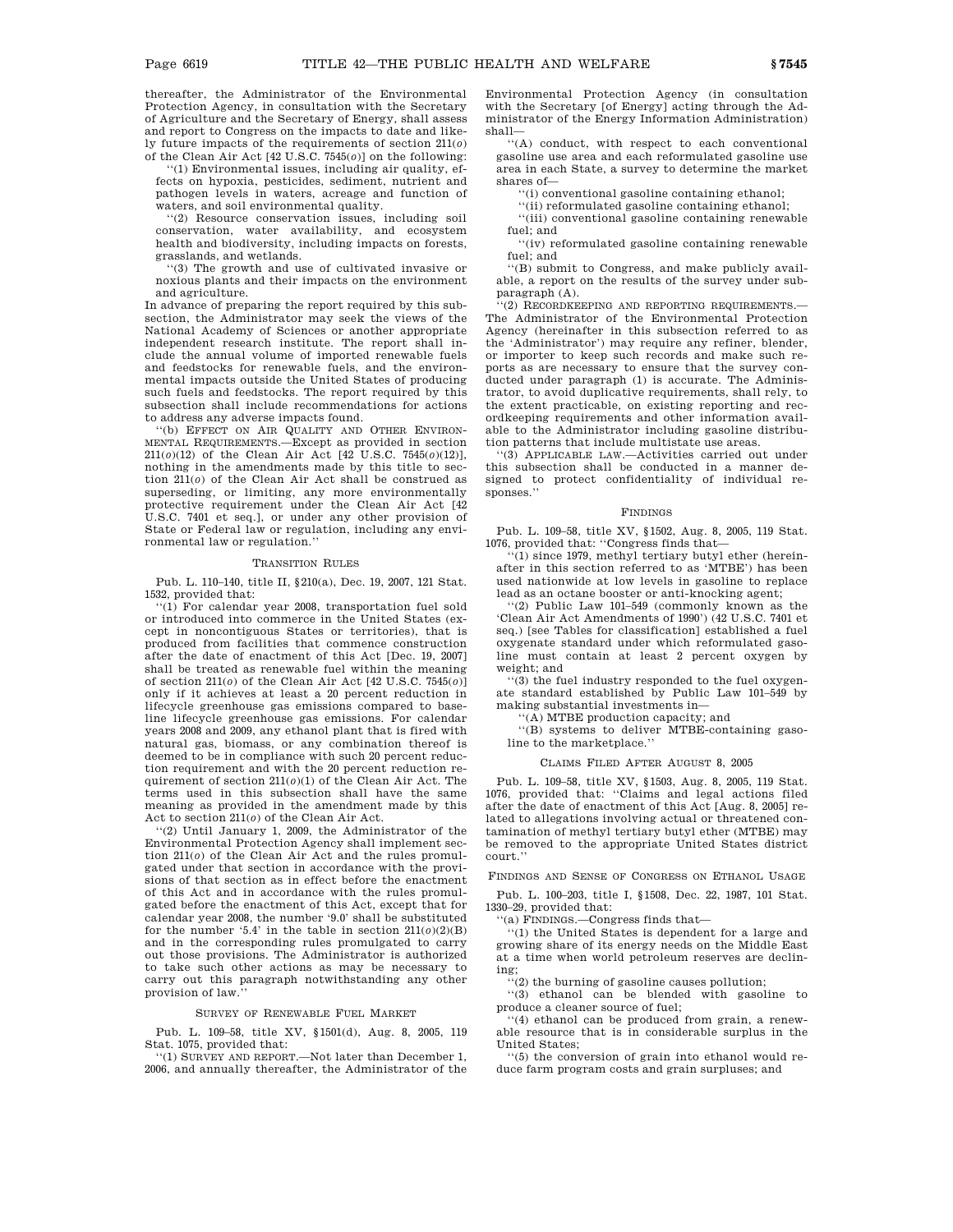thereafter, the Administrator of the Environmental Protection Agency, in consultation with the Secretary of Agriculture and the Secretary of Energy, shall assess and report to Congress on the impacts to date and likely future impacts of the requirements of section 211(*o*) of the Clean Air Act [42 U.S.C. 7545(*o*)] on the following:

''(1) Environmental issues, including air quality, effects on hypoxia, pesticides, sediment, nutrient and pathogen levels in waters, acreage and function of waters, and soil environmental quality.

''(2) Resource conservation issues, including soil conservation, water availability, and ecosystem health and biodiversity, including impacts on forests, grasslands, and wetlands.

''(3) The growth and use of cultivated invasive or noxious plants and their impacts on the environment and agriculture.

In advance of preparing the report required by this subsection, the Administrator may seek the views of the National Academy of Sciences or another appropriate independent research institute. The report shall include the annual volume of imported renewable fuels and feedstocks for renewable fuels, and the environmental impacts outside the United States of producing such fuels and feedstocks. The report required by this subsection shall include recommendations for actions to address any adverse impacts found.

''(b) EFFECT ON AIR QUALITY AND OTHER ENVIRONMENTAL REQUIREMENTS.—Except as provided in section 211(*o*)(12) of the Clean Air Act [42 U.S.C. 7545(*o*)(12)], nothing in the amendments made by this title to section 211(*o*) of the Clean Air Act shall be construed as superseding, or limiting, any more environmentally protective requirement under the Clean Air Act [42 U.S.C. 7401 et seq.], or under any other provision of State or Federal law or regulation, including any environmental law or regulation.''

TRANSITION RULES

Pub. L. 110–140, title II, §210(a), Dec. 19, 2007, 121 Stat. 1532, provided that:

''(1) For calendar year 2008, transportation fuel sold or introduced into commerce in the United States (except in noncontiguous States or territories), that is produced from facilities that commence construction after the date of enactment of this Act [Dec. 19, 2007] shall be treated as renewable fuel within the meaning of section 211(*o*) of the Clean Air Act [42 U.S.C. 7545(*o*)] only if it achieves at least a 20 percent reduction in lifecycle greenhouse gas emissions compared to baseline lifecycle greenhouse gas emissions. For calendar years 2008 and 2009, any ethanol plant that is fired with natural gas, biomass, or any combination thereof is deemed to be in compliance with such 20 percent reduction requirement and with the 20 percent reduction requirement of section 211(*o*)(1) of the Clean Air Act. The terms used in this subsection shall have the same meaning as provided in the amendment made by this Act to section 211(*o*) of the Clean Air Act.

''(2) Until January 1, 2009, the Administrator of the Environmental Protection Agency shall implement section 211(*o*) of the Clean Air Act and the rules promulgated under that section in accordance with the provisions of that section as in effect before the enactment of this Act and in accordance with the rules promulgated before the enactment of this Act, except that for calendar year 2008, the number '9.0' shall be substituted for the number '5.4' in the table in section 211(*o*)(2)(B) and in the corresponding rules promulgated to carry out those provisions. The Administrator is authorized to take such other actions as may be necessary to carry out this paragraph notwithstanding any other provision of law.''

SURVEY OF RENEWABLE FUEL MARKET

Pub. L. 109–58, title XV, §1501(d), Aug. 8, 2005, 119 Stat. 1075, provided that:

''(1) SURVEY AND REPORT.—Not later than December 1, 2006, and annually thereafter, the Administrator of the Environmental Protection Agency (in consultation with the Secretary [of Energy] acting through the Administrator of the Energy Information Administration) shall—

''(A) conduct, with respect to each conventional gasoline use area and each reformulated gasoline use area in each State, a survey to determine the market shares of—

''(i) conventional gasoline containing ethanol;

''(ii) reformulated gasoline containing ethanol;

''(iii) conventional gasoline containing renewable fuel; and

''(iv) reformulated gasoline containing renewable fuel; and

''(B) submit to Congress, and make publicly available, a report on the results of the survey under subparagraph (A).

''(2) RECORDKEEPING AND REPORTING REQUIREMENTS.—The Administrator of the Environmental Protection Agency (hereinafter in this subsection referred to as the 'Administrator') may require any refiner, blender, or importer to keep such records and make such reports as are necessary to ensure that the survey conducted under paragraph (1) is accurate. The Administrator, to avoid duplicative requirements, shall rely, to the extent practicable, on existing reporting and recordkeeping requirements and other information available to the Administrator including gasoline distribution patterns that include multistate use areas.

''(3) APPLICABLE LAW.—Activities carried out under this subsection shall be conducted in a manner designed to protect confidentiality of individual responses.''

FINDINGS

Pub. L. 109–58, title XV, §1502, Aug. 8, 2005, 119 Stat. 1076, provided that: ''Congress finds that—

''(1) since 1979, methyl tertiary butyl ether (hereinafter in this section referred to as 'MTBE') has been used nationwide at low levels in gasoline to replace lead as an octane booster or anti-knocking agent;

''(2) Public Law 101–549 (commonly known as the 'Clean Air Act Amendments of 1990') (42 U.S.C. 7401 et seq.) [see Tables for classification] established a fuel oxygenate standard under which reformulated gasoline must contain at least 2 percent oxygen by weight; and

''(3) the fuel industry responded to the fuel oxygenate standard established by Public Law 101–549 by making substantial investments in—

''(A) MTBE production capacity; and

''(B) systems to deliver MTBE-containing gasoline to the marketplace.''

CLAIMS FILED AFTER AUGUST 8, 2005

Pub. L. 109–58, title XV, §1503, Aug. 8, 2005, 119 Stat. 1076, provided that: ''Claims and legal actions filed after the date of enactment of this Act [Aug. 8, 2005] related to allegations involving actual or threatened contamination of methyl tertiary butyl ether (MTBE) may be removed to the appropriate United States district court.''

FINDINGS AND SENSE OF CONGRESS ON ETHANOL USAGE

Pub. L. 100–203, title I, §1508, Dec. 22, 1987, 101 Stat. 1330–29, provided that:

''(a) FINDINGS.—Congress finds that—

''(1) the United States is dependent for a large and growing share of its energy needs on the Middle East at a time when world petroleum reserves are declining;

''(2) the burning of gasoline causes pollution;

''(3) ethanol can be blended with gasoline to produce a cleaner source of fuel;

''(4) ethanol can be produced from grain, a renewable resource that is in considerable surplus in the United States;

''(5) the conversion of grain into ethanol would reduce farm program costs and grain surpluses; and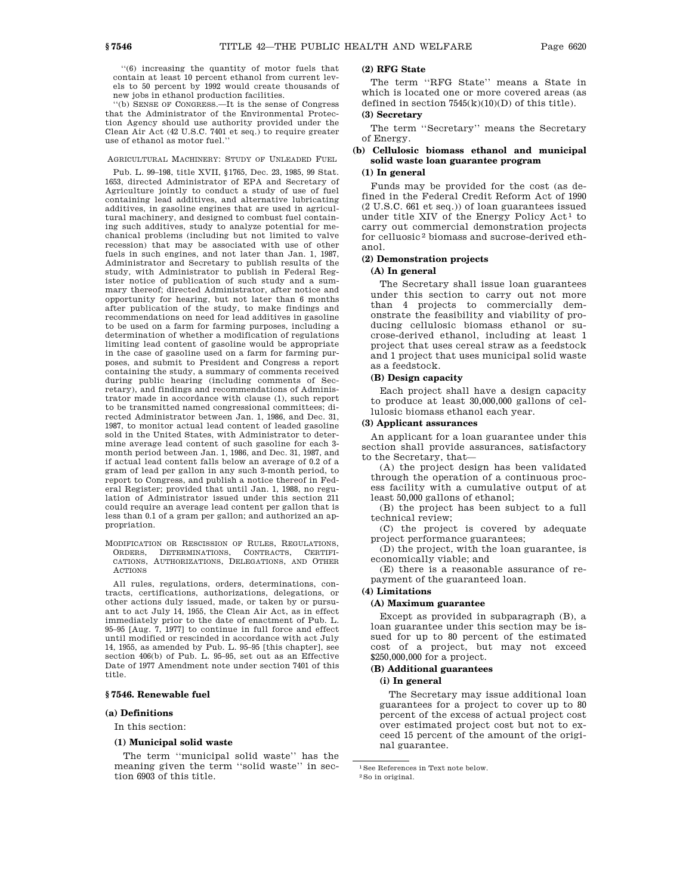"(6) increasing the quantity of motor fuels that contain at least 10 percent ethanol from current levels to 50 percent by 1992 would create thousands of new jobs in ethanol production facilities.

"(b) SENSE OF CONGRESS.—It is the sense of Congress that the Administrator of the Environmental Protection Agency should use authority provided under the Clean Air Act (42 U.S.C. 7401 et seq.) to require greater use of ethanol as motor fuel."

AGRICULTURAL MACHINERY: STUDY OF UNLEADED FUEL

Pub. L. 99–198, title XVII, §1765, Dec. 23, 1985, 99 Stat. 1653, directed Administrator of EPA and Secretary of Agriculture jointly to conduct a study of use of fuel containing lead additives, and alternative lubricating additives, in gasoline engines that are used in agricultural machinery, and designed to combust fuel containing such additives, study to analyze potential for mechanical problems (including but not limited to valve recession) that may be associated with use of other fuels in such engines, and not later than Jan. 1, 1987, Administrator and Secretary to publish results of the study, with Administrator to publish in Federal Register notice of publication of such study and a summary thereof; directed Administrator, after notice and opportunity for hearing, but not later than 6 months after publication of the study, to make findings and recommendations on need for lead additives in gasoline to be used on a farm for farming purposes, including a determination of whether a modification of regulations limiting lead content of gasoline would be appropriate in the case of gasoline used on a farm for farming purposes, and submit to President and Congress a report containing the study, a summary of comments received during public hearing (including comments of Secretary), and findings and recommendations of Administrator made in accordance with clause (1), such report to be transmitted named congressional committees; directed Administrator between Jan. 1, 1986, and Dec. 31, 1987, to monitor actual lead content of leaded gasoline sold in the United States, with Administrator to determine average lead content of such gasoline for each 3-month period between Jan. 1, 1986, and Dec. 31, 1987, and if actual lead content falls below an average of 0.2 of a gram of lead per gallon in any such 3-month period, to report to Congress, and publish a notice thereof in Federal Register; provided that until Jan. 1, 1988, no regulation of Administrator issued under this section 211 could require an average lead content per gallon that is less than 0.1 of a gram per gallon; and authorized an appropriation.

MODIFICATION OR RESCISSION OF RULES, REGULATIONS, ORDERS, DETERMINATIONS, CONTRACTS, CERTIFICATIONS, AUTHORIZATIONS, DELEGATIONS, AND OTHER ACTIONS

All rules, regulations, orders, determinations, contracts, certifications, authorizations, delegations, or other actions duly issued, made, or taken by or pursuant to act July 14, 1955, the Clean Air Act, as in effect immediately prior to the date of enactment of Pub. L. 95–95 [Aug. 7, 1977] to continue in full force and effect until modified or rescinded in accordance with act July 14, 1955, as amended by Pub. L. 95–95 [this chapter], see section 406(b) of Pub. L. 95–95, set out as an Effective Date of 1977 Amendment note under section 7401 of this title.

## § 7546. Renewable fuel

### (a) Definitions

In this section:

#### (1) Municipal solid waste

The term "municipal solid waste" has the meaning given the term "solid waste" in section 6903 of this title.

#### (2) RFG State

The term "RFG State" means a State in which is located one or more covered areas (as defined in section 7545(k)(10)(D) of this title).

#### (3) Secretary

The term "Secretary" means the Secretary of Energy.

### (b) Cellulosic biomass ethanol and municipal solid waste loan guarantee program

#### (1) In general

Funds may be provided for the cost (as defined in the Federal Credit Reform Act of 1990 (2 U.S.C. 661 et seq.)) of loan guarantees issued under title XIV of the Energy Policy Act[1] to carry out commercial demonstration projects for celluosic[2] biomass and sucrose-derived ethanol.

#### (2) Demonstration projects

##### (A) In general

The Secretary shall issue loan guarantees under this section to carry out not more than 4 projects to commercially demonstrate the feasibility and viability of producing cellulosic biomass ethanol or sucrose-derived ethanol, including at least 1 project that uses cereal straw as a feedstock and 1 project that uses municipal solid waste as a feedstock.

##### (B) Design capacity

Each project shall have a design capacity to produce at least 30,000,000 gallons of cellulosic biomass ethanol each year.

#### (3) Applicant assurances

An applicant for a loan guarantee under this section shall provide assurances, satisfactory to the Secretary, that—

(A) the project design has been validated through the operation of a continuous process facility with a cumulative output of at least 50,000 gallons of ethanol;

(B) the project has been subject to a full technical review;

(C) the project is covered by adequate project performance guarantees;

(D) the project, with the loan guarantee, is economically viable; and

(E) there is a reasonable assurance of repayment of the guaranteed loan.

#### (4) Limitations

##### (A) Maximum guarantee

Except as provided in subparagraph (B), a loan guarantee under this section may be issued for up to 80 percent of the estimated cost of a project, but may not exceed $250,000,000 for a project.

##### (B) Additional guarantees

###### (i) In general

The Secretary may issue additional loan guarantees for a project to cover up to 80 percent of the excess of actual project cost over estimated project cost but not to exceed 15 percent of the amount of the original guarantee.

[1] See References in Text note below.

[2] So in original.